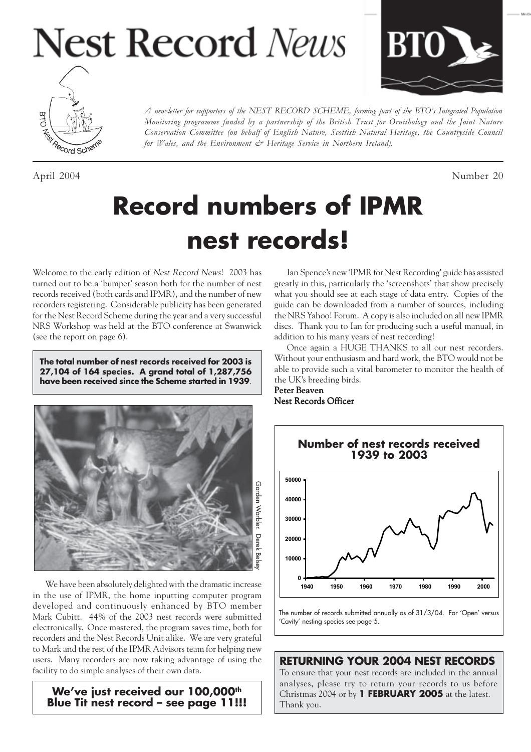# Nest Record *News*

*A newsletter for supporters of the NEST RECORD SCHEME, forming part of the BTO's Integrated Population Monitoring programme funded by a partnership of the British Trust for Ornithology and the Joint Nature Conservation Committee (on behalf of English Nature, Scottish Natural Heritage, the Countryside Council for Wales, and the Environment & Heritage Service in Northern Ireland).*

April 2004 — Number 20

# Record numbers of IPMR nest records!

Welcome to the early edition of *Nest Record News*! 2003 has turned out to be a 'bumper' season both for the number of nest records received (both cards and IPMR), and the number of new recorders registering. Considerable publicity has been generated for the Nest Record Scheme during the year and a very successful NRS Workshop was held at the BTO conference at Swanwick (see the report on page 6).

**The total number of nest records received for 2003 is 27,104 of 164 species. A grand total of 1,287,756 have been received since the Scheme started in 1939.**

Garden Warbler. Derek Belsey

We have been absolutely delighted with the dramatic increase in the use of IPMR, the home inputting computer program developed and continuously enhanced by BTO member Mark Cubitt. 44% of the 2003 nest records were submitted electronically. Once mastered, the program saves time, both for recorders and the Nest Records Unit alike. We are very grateful to Mark and the rest of the IPMR Advisors team for helping new users. Many recorders are now taking advantage of using the facility to do simple analyses of their own data.

**We've just received our 100,000th Blue Tit nest record – see page 11!!!**

Ian Spence's new 'IPMR for Nest Recording' guide has assisted greatly in this, particularly the 'screenshots' that show precisely what you should see at each stage of data entry. Copies of the guide can be downloaded from a number of sources, including the NRS Yahoo! Forum. A copy is also included on all new IPMR discs. Thank you to Ian for producing such a useful manual, in addition to his many years of nest recording!

Once again a HUGE THANKS to all our nest recorders. Without your enthusiasm and hard work, the BTO would not be able to provide such a vital barometer to monitor the health of the UK's breeding birds.

Peter Beaven
Nest Records Officer

**Number of nest records received 1939 to 2003**

The number of records submitted annually as of 31/3/04. For 'Open' versus 'Cavity' nesting species see page 5.

## RETURNING YOUR 2004 NEST RECORDS

To ensure that your nest records are included in the annual analyses, please try to return your records to us before Christmas 2004 or by **1 FEBRUARY 2005** at the latest. Thank you.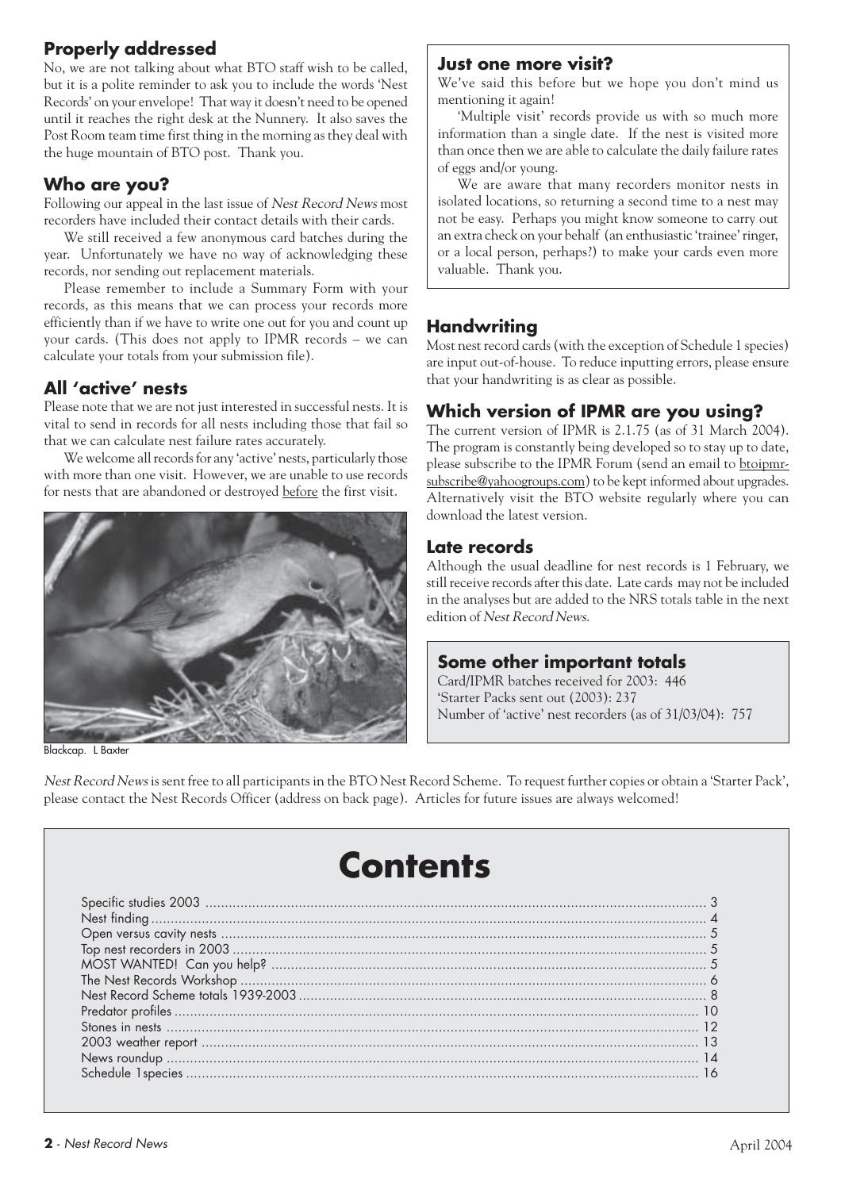## Properly addressed

No, we are not talking about what BTO staff wish to be called, but it is a polite reminder to ask you to include the words 'Nest Records' on your envelope! That way it doesn't need to be opened until it reaches the right desk at the Nunnery. It also saves the Post Room team time first thing in the morning as they deal with the huge mountain of BTO post. Thank you.

## Who are you?

Following our appeal in the last issue of *Nest Record News* most recorders have included their contact details with their cards.

We still received a few anonymous card batches during the year. Unfortunately we have no way of acknowledging these records, nor sending out replacement materials.

Please remember to include a Summary Form with your records, as this means that we can process your records more efficiently than if we have to write one out for you and count up your cards. (This does not apply to IPMR records – we can calculate your totals from your submission file).

## All 'active' nests

Please note that we are not just interested in successful nests. It is vital to send in records for all nests including those that fail so that we can calculate nest failure rates accurately.

We welcome all records for any 'active' nests, particularly those with more than one visit. However, we are unable to use records for nests that are abandoned or destroyed before the first visit.

Blackcap. L Baxter

## Just one more visit?

We've said this before but we hope you don't mind us mentioning it again!

'Multiple visit' records provide us with so much more information than a single date. If the nest is visited more than once then we are able to calculate the daily failure rates of eggs and/or young.

We are aware that many recorders monitor nests in isolated locations, so returning a second time to a nest may not be easy. Perhaps you might know someone to carry out an extra check on your behalf (an enthusiastic 'trainee' ringer, or a local person, perhaps?) to make your cards even more valuable. Thank you.

## Handwriting

Most nest record cards (with the exception of Schedule 1 species) are input out-of-house. To reduce inputting errors, please ensure that your handwriting is as clear as possible.

## Which version of IPMR are you using?

The current version of IPMR is 2.1.75 (as of 31 March 2004). The program is constantly being developed so to stay up to date, please subscribe to the IPMR Forum (send an email to btoipmr-subscribe@yahoogroups.com) to be kept informed about upgrades. Alternatively visit the BTO website regularly where you can download the latest version.

## Late records

Although the usual deadline for nest records is 1 February, we still receive records after this date. Late cards may not be included in the analyses but are added to the NRS totals table in the next edition of *Nest Record News*.

## Some other important totals

Card/IPMR batches received for 2003: 446
'Starter Packs sent out (2003): 237
Number of 'active' nest recorders (as of 31/03/04): 757

*Nest Record News* is sent free to all participants in the BTO Nest Record Scheme. To request further copies or obtain a 'Starter Pack', please contact the Nest Records Officer (address on back page). Articles for future issues are always welcomed!

# Contents

| | |
|---|---|
| Specific studies 2003 | 3 |
| Nest finding | 4 |
| Open versus cavity nests | 5 |
| Top nest recorders in 2003 | 5 |
| MOST WANTED! Can you help? | 5 |
| The Nest Records Workshop | 6 |
| Nest Record Scheme totals 1939-2003 | 8 |
| Predator profiles | 10 |
| Stones in nests | 12 |
| 2003 weather report | 13 |
| News roundup | 14 |
| Schedule 1species | 16 |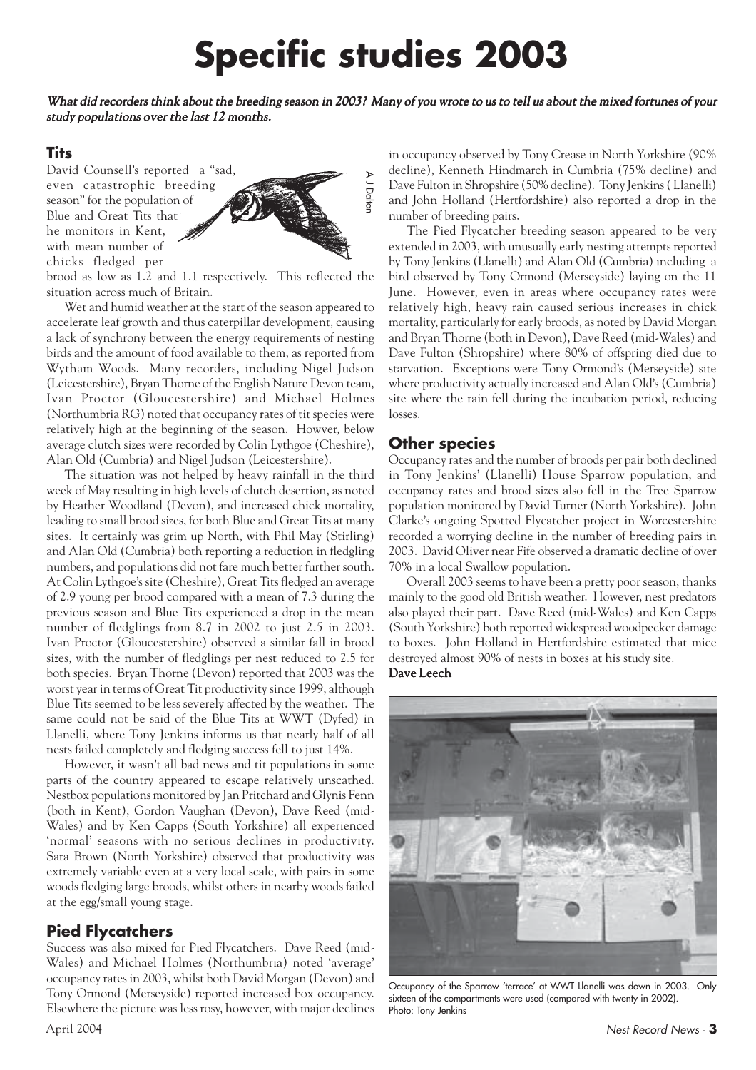# Specific studies 2003

*What did recorders think about the breeding season in 2003? Many of you wrote to us to tell us about the mixed fortunes of your study populations over the last 12 months.*

## Tits

David Counsell's reported a "sad, even catastrophic breeding season" for the population of Blue and Great Tits that he monitors in Kent, with mean number of chicks fledged per brood as low as 1.2 and 1.1 respectively. This reflected the situation across much of Britain.

Wet and humid weather at the start of the season appeared to accelerate leaf growth and thus caterpillar development, causing a lack of synchrony between the energy requirements of nesting birds and the amount of food available to them, as reported from Wytham Woods. Many recorders, including Nigel Judson (Leicestershire), Bryan Thorne of the English Nature Devon team, Ivan Proctor (Gloucestershire) and Michael Holmes (Northumbria RG) noted that occupancy rates of tit species were relatively high at the beginning of the season. Howver, below average clutch sizes were recorded by Colin Lythgoe (Cheshire), Alan Old (Cumbria) and Nigel Judson (Leicestershire).

The situation was not helped by heavy rainfall in the third week of May resulting in high levels of clutch desertion, as noted by Heather Woodland (Devon), and increased chick mortality, leading to small brood sizes, for both Blue and Great Tits at many sites. It certainly was grim up North, with Phil May (Stirling) and Alan Old (Cumbria) both reporting a reduction in fledgling numbers, and populations did not fare much better further south. At Colin Lythgoe's site (Cheshire), Great Tits fledged an average of 2.9 young per brood compared with a mean of 7.3 during the previous season and Blue Tits experienced a drop in the mean number of fledglings from 8.7 in 2002 to just 2.5 in 2003. Ivan Proctor (Gloucestershire) observed a similar fall in brood sizes, with the number of fledglings per nest reduced to 2.5 for both species. Bryan Thorne (Devon) reported that 2003 was the worst year in terms of Great Tit productivity since 1999, although Blue Tits seemed to be less severely affected by the weather. The same could not be said of the Blue Tits at WWT (Dyfed) in Llanelli, where Tony Jenkins informs us that nearly half of all nests failed completely and fledging success fell to just 14%.

However, it wasn't all bad news and tit populations in some parts of the country appeared to escape relatively unscathed. Nestbox populations monitored by Jan Pritchard and Glynis Fenn (both in Kent), Gordon Vaughan (Devon), Dave Reed (mid-Wales) and by Ken Capps (South Yorkshire) all experienced 'normal' seasons with no serious declines in productivity. Sara Brown (North Yorkshire) observed that productivity was extremely variable even at a very local scale, with pairs in some woods fledging large broods, whilst others in nearby woods failed at the egg/small young stage.

## Pied Flycatchers

Success was also mixed for Pied Flycatchers. Dave Reed (mid-Wales) and Michael Holmes (Northumbria) noted 'average' occupancy rates in 2003, whilst both David Morgan (Devon) and Tony Ormond (Merseyside) reported increased box occupancy. Elsewhere the picture was less rosy, however, with major declines in occupancy observed by Tony Crease in North Yorkshire (90% decline), Kenneth Hindmarch in Cumbria (75% decline) and Dave Fulton in Shropshire (50% decline). Tony Jenkins ( Llanelli) and John Holland (Hertfordshire) also reported a drop in the number of breeding pairs.

The Pied Flycatcher breeding season appeared to be very extended in 2003, with unusually early nesting attempts reported by Tony Jenkins (Llanelli) and Alan Old (Cumbria) including a bird observed by Tony Ormond (Merseyside) laying on the 11 June. However, even in areas where occupancy rates were relatively high, heavy rain caused serious increases in chick mortality, particularly for early broods, as noted by David Morgan and Bryan Thorne (both in Devon), Dave Reed (mid-Wales) and Dave Fulton (Shropshire) where 80% of offspring died due to starvation. Exceptions were Tony Ormond's (Merseyside) site where productivity actually increased and Alan Old's (Cumbria) site where the rain fell during the incubation period, reducing losses.

## Other species

Occupancy rates and the number of broods per pair both declined in Tony Jenkins' (Llanelli) House Sparrow population, and occupancy rates and brood sizes also fell in the Tree Sparrow population monitored by David Turner (North Yorkshire). John Clarke's ongoing Spotted Flycatcher project in Worcestershire recorded a worrying decline in the number of breeding pairs in 2003. David Oliver near Fife observed a dramatic decline of over 70% in a local Swallow population.

Overall 2003 seems to have been a pretty poor season, thanks mainly to the good old British weather. However, nest predators also played their part. Dave Reed (mid-Wales) and Ken Capps (South Yorkshire) both reported widespread woodpecker damage to boxes. John Holland in Hertfordshire estimated that mice destroyed almost 90% of nests in boxes at his study site.

**Dave Leech**

Occupancy of the Sparrow 'terrace' at WWT Llanelli was down in 2003. Only sixteen of the compartments were used (compared with twenty in 2002). Photo: Tony Jenkins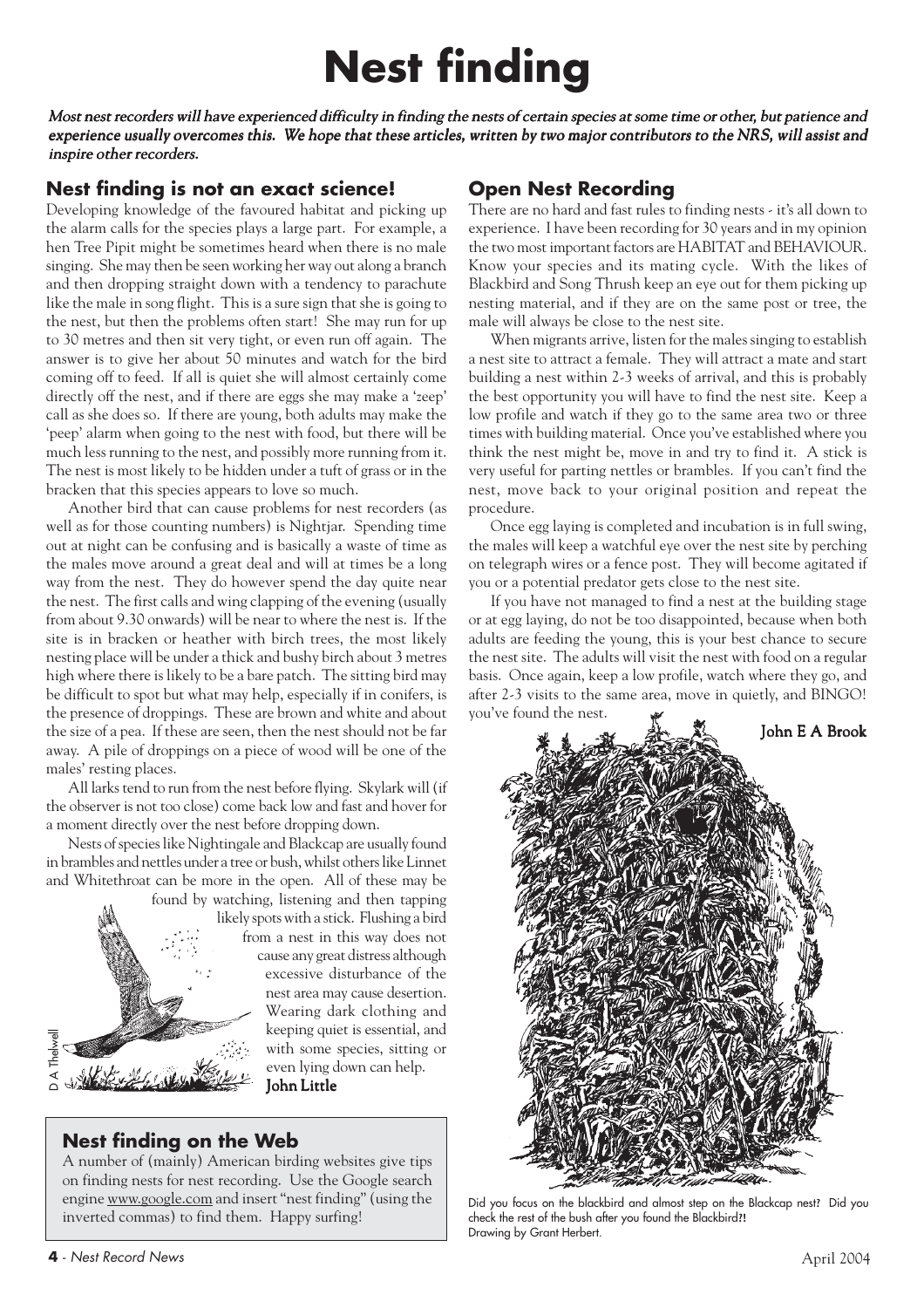# Nest finding

*Most nest recorders will have experienced difficulty in finding the nests of certain species at some time or other, but patience and experience usually overcomes this. We hope that these articles, written by two major contributors to the NRS, will assist and inspire other recorders.*

## Nest finding is not an exact science!

Developing knowledge of the favoured habitat and picking up the alarm calls for the species plays a large part. For example, a hen Tree Pipit might be sometimes heard when there is no male singing. She may then be seen working her way out along a branch and then dropping straight down with a tendency to parachute like the male in song flight. This is a sure sign that she is going to the nest, but then the problems often start! She may run for up to 30 metres and then sit very tight, or even run off again. The answer is to give her about 50 minutes and watch for the bird coming off to feed. If all is quiet she will almost certainly come directly off the nest, and if there are eggs she may make a 'zeep' call as she does so. If there are young, both adults may make the 'peep' alarm when going to the nest with food, but there will be much less running to the nest, and possibly more running from it. The nest is most likely to be hidden under a tuft of grass or in the bracken that this species appears to love so much.

Another bird that can cause problems for nest recorders (as well as for those counting numbers) is Nightjar. Spending time out at night can be confusing and is basically a waste of time as the males move around a great deal and will at times be a long way from the nest. They do however spend the day quite near the nest. The first calls and wing clapping of the evening (usually from about 9.30 onwards) will be near to where the nest is. If the site is in bracken or heather with birch trees, the most likely nesting place will be under a thick and bushy birch about 3 metres high where there is likely to be a bare patch. The sitting bird may be difficult to spot but what may help, especially if in conifers, is the presence of droppings. These are brown and white and about the size of a pea. If these are seen, then the nest should not be far away. A pile of droppings on a piece of wood will be one of the males' resting places.

All larks tend to run from the nest before flying. Skylark will (if the observer is not too close) come back low and fast and hover for a moment directly over the nest before dropping down.

Nests of species like Nightingale and Blackcap are usually found in brambles and nettles under a tree or bush, whilst others like Linnet and Whitethroat can be more in the open. All of these may be found by watching, listening and then tapping likely spots with a stick. Flushing a bird from a nest in this way does not cause any great distress although excessive disturbance of the nest area may cause desertion. Wearing dark clothing and keeping quiet is essential, and with some species, sitting or even lying down can help.

**John Little**

D A Thelwell

## Nest finding on the Web

A number of (mainly) American birding websites give tips on finding nests for nest recording. Use the Google search engine www.google.com and insert "nest finding" (using the inverted commas) to find them. Happy surfing!

## Open Nest Recording

There are no hard and fast rules to finding nests - it's all down to experience. I have been recording for 30 years and in my opinion the two most important factors are HABITAT and BEHAVIOUR. Know your species and its mating cycle. With the likes of Blackbird and Song Thrush keep an eye out for them picking up nesting material, and if they are on the same post or tree, the male will always be close to the nest site.

When migrants arrive, listen for the males singing to establish a nest site to attract a female. They will attract a mate and start building a nest within 2-3 weeks of arrival, and this is probably the best opportunity you will have to find the nest site. Keep a low profile and watch if they go to the same area two or three times with building material. Once you've established where you think the nest might be, move in and try to find it. A stick is very useful for parting nettles or brambles. If you can't find the nest, move back to your original position and repeat the procedure.

Once egg laying is completed and incubation is in full swing, the males will keep a watchful eye over the nest site by perching on telegraph wires or a fence post. They will become agitated if you or a potential predator gets close to the nest site.

If you have not managed to find a nest at the building stage or at egg laying, do not be too disappointed, because when both adults are feeding the young, this is your best chance to secure the nest site. The adults will visit the nest with food on a regular basis. Once again, keep a low profile, watch where they go, and after 2-3 visits to the same area, move in quietly, and BINGO! you've found the nest.

**John E A Brook**

Did you focus on the blackbird and almost step on the Blackcap nest? Did you check the rest of the bush after you found the Blackbird?! Drawing by Grant Herbert.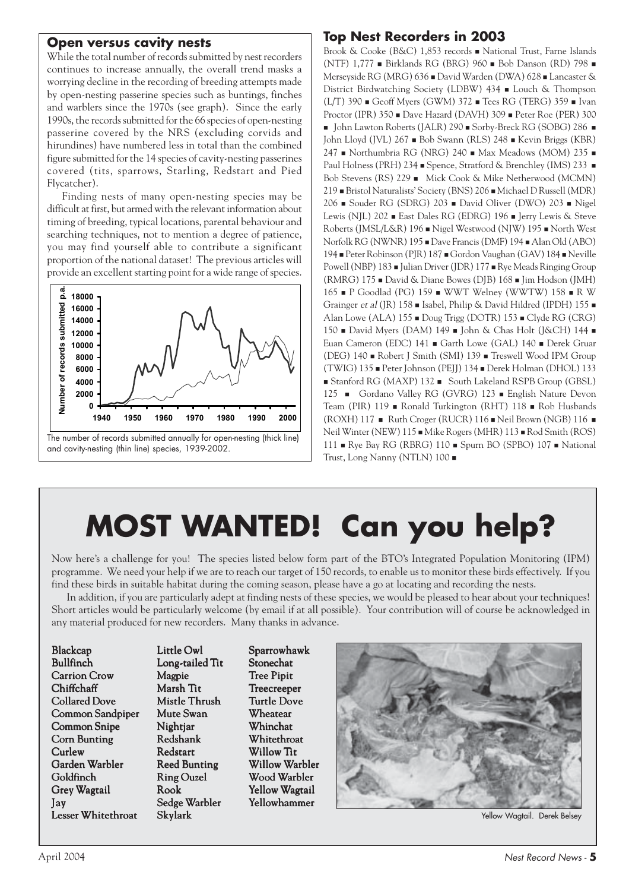## Open versus cavity nests

While the total number of records submitted by nest recorders continues to increase annually, the overall trend masks a worrying decline in the recording of breeding attempts made by open-nesting passerine species such as buntings, finches and warblers since the 1970s (see graph). Since the early 1990s, the records submitted for the 66 species of open-nesting passerine covered by the NRS (excluding corvids and hirundines) have numbered less in total than the combined figure submitted for the 14 species of cavity-nesting passerines covered (tits, sparrows, Starling, Redstart and Pied Flycatcher).

Finding nests of many open-nesting species may be difficult at first, but armed with the relevant information about timing of breeding, typical locations, parental behaviour and searching techniques, not to mention a degree of patience, you may find yourself able to contribute a significant proportion of the national dataset! The previous articles will provide an excellent starting point for a wide range of species.

The number of records submitted annually for open-nesting (thick line) and cavity-nesting (thin line) species, 1939-2002.

## Top Nest Recorders in 2003

Brook & Cooke (B&C) 1,853 records ■ National Trust, Farne Islands (NTF) 1,777 ■ Birklands RG (BRG) 960 ■ Bob Danson (RD) 798 ■ Merseyside RG (MRG) 636 ■ David Warden (DWA) 628 ■ Lancaster & District Birdwatching Society (LDBW) 434 ■ Louch & Thompson (L/T) 390 ■ Geoff Myers (GWM) 372 ■ Tees RG (TERG) 359 ■ Ivan Proctor (IPR) 350 ■ Dave Hazard (DAVH) 309 ■ Peter Roe (PER) 300 ■ John Lawton Roberts (JALR) 290 ■ Sorby-Breck RG (SOBG) 286 ■ John Lloyd (JVL) 267 ■ Bob Swann (RLS) 248 ■ Kevin Briggs (KBR) 247 ■ Northumbria RG (NRG) 240 ■ Max Meadows (MOM) 235 ■ Paul Holness (PRH) 234 ■ Spence, Stratford & Brenchley (IMS) 233 ■ Bob Stevens (RS) 229 ■ Mick Cook & Mike Netherwood (MCMN) 219 ■ Bristol Naturalists' Society (BNS) 206 ■ Michael D Russell (MDR) 206 ■ Souder RG (SDRG) 203 ■ David Oliver (DWO) 203 ■ Nigel Lewis (NJL) 202 ■ East Dales RG (EDRG) 196 ■ Jerry Lewis & Steve Roberts (JMSL/L&R) 196 ■ Nigel Westwood (NJW) 195 ■ North West Norfolk RG (NWNR) 195 ■ Dave Francis (DMF) 194 ■ Alan Old (ABO) 194 ■ Peter Robinson (PJR) 187 ■ Gordon Vaughan (GAV) 184 ■ Neville Powell (NBP) 183 ■ Julian Driver (JDR) 177 ■ Rye Meads Ringing Group (RMRG) 175 ■ David & Diane Bowes (DJB) 168 ■ Jim Hodson (JMH) 165 ■ P Goodlad (PG) 159 ■ WWT Welney (WWTW) 158 ■ R W Grainger *et al* (JR) 158 ■ Isabel, Philip & David Hildred (IPDH) 155 ■ Alan Lowe (ALA) 155 ■ Doug Trigg (DOTR) 153 ■ Clyde RG (CRG) 150 ■ David Myers (DAM) 149 ■ John & Chas Holt (J&CH) 144 ■ Euan Cameron (EDC) 141 ■ Garth Lowe (GAL) 140 ■ Derek Gruar (DEG) 140 ■ Robert J Smith (SMI) 139 ■ Treswell Wood IPM Group (TWIG) 135 ■ Peter Johnson (PEJJ) 134 ■ Derek Holman (DHOL) 133 ■ Stanford RG (MAXP) 132 ■ South Lakeland RSPB Group (GBSL) 125 ■ Gordano Valley RG (GVRG) 123 ■ English Nature Devon Team (PIR) 119 ■ Ronald Turkington (RHT) 118 ■ Rob Husbands (ROXH) 117 ■ Ruth Croger (RUCR) 116 ■ Neil Brown (NGB) 116 ■ Neil Winter (NEW) 115 ■ Mike Rogers (MHR) 113 ■ Rod Smith (ROS) 111 ■ Rye Bay RG (RBRG) 110 ■ Spurn BO (SPBO) 107 ■ National Trust, Long Nanny (NTLN) 100 ■

# MOST WANTED! Can you help?

Now here's a challenge for you! The species listed below form part of the BTO's Integrated Population Monitoring (IPM) programme. We need your help if we are to reach our target of 150 records, to enable us to monitor these birds effectively. If you find these birds in suitable habitat during the coming season, please have a go at locating and recording the nests.

In addition, if you are particularly adept at finding nests of these species, we would be pleased to hear about your techniques! Short articles would be particularly welcome (by email if at all possible). Your contribution will of course be acknowledged in any material produced for new recorders. Many thanks in advance.

- Blackcap
- Bullfinch
- Carrion Crow
- Chiffchaff
- Collared Dove
- Common Sandpiper
- Common Snipe
- Corn Bunting
- Curlew
- Garden Warbler
- Goldfinch
- Grey Wagtail
- Jay
- Lesser Whitethroat
- Little Owl
- Long-tailed Tit
- Magpie
- Marsh Tit
- Mistle Thrush
- Mute Swan
- Nightjar
- Redshank
- Redstart
- Reed Bunting
- Ring Ouzel
- Rook
- Sedge Warbler
- Skylark
- Sparrowhawk
- Stonechat
- Tree Pipit
- Treecreeper
- Turtle Dove
- Wheatear
- Whinchat
- Whitethroat
- Willow Tit
- Willow Warbler
- Wood Warbler
- Yellow Wagtail
- Yellowhammer

Yellow Wagtail. Derek Belsey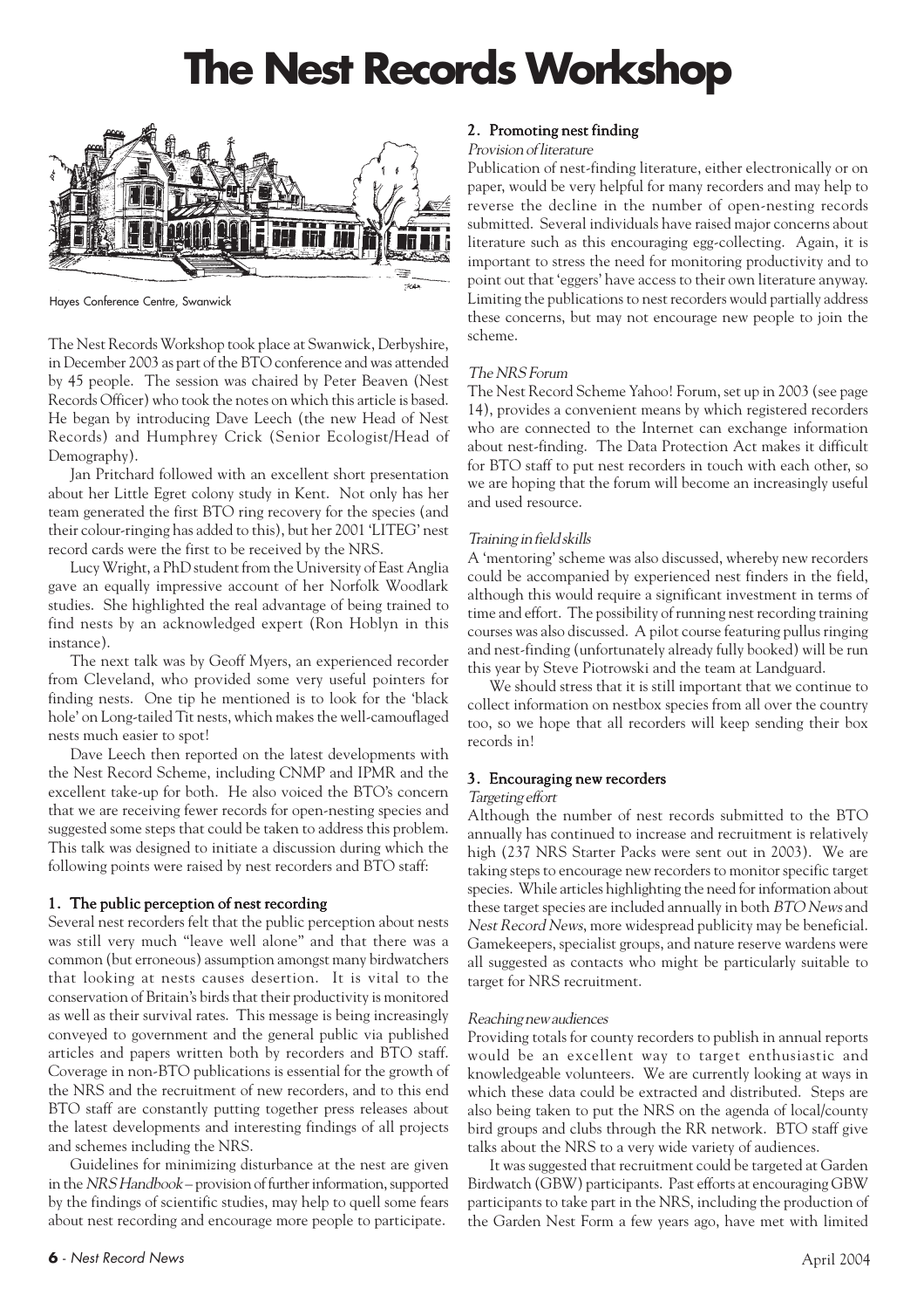# The Nest Records Workshop

Hayes Conference Centre, Swanwick

The Nest Records Workshop took place at Swanwick, Derbyshire, in December 2003 as part of the BTO conference and was attended by 45 people. The session was chaired by Peter Beaven (Nest Records Officer) who took the notes on which this article is based. He began by introducing Dave Leech (the new Head of Nest Records) and Humphrey Crick (Senior Ecologist/Head of Demography).

Jan Pritchard followed with an excellent short presentation about her Little Egret colony study in Kent. Not only has her team generated the first BTO ring recovery for the species (and their colour-ringing has added to this), but her 2001 'LITEG' nest record cards were the first to be received by the NRS.

Lucy Wright, a PhD student from the University of East Anglia gave an equally impressive account of her Norfolk Woodlark studies. She highlighted the real advantage of being trained to find nests by an acknowledged expert (Ron Hoblyn in this instance).

The next talk was by Geoff Myers, an experienced recorder from Cleveland, who provided some very useful pointers for finding nests. One tip he mentioned is to look for the 'black hole' on Long-tailed Tit nests, which makes the well-camouflaged nests much easier to spot!

Dave Leech then reported on the latest developments with the Nest Record Scheme, including CNMP and IPMR and the excellent take-up for both. He also voiced the BTO's concern that we are receiving fewer records for open-nesting species and suggested some steps that could be taken to address this problem. This talk was designed to initiate a discussion during which the following points were raised by nest recorders and BTO staff:

## 1. The public perception of nest recording

Several nest recorders felt that the public perception about nests was still very much "leave well alone" and that there was a common (but erroneous) assumption amongst many birdwatchers that looking at nests causes desertion. It is vital to the conservation of Britain's birds that their productivity is monitored as well as their survival rates. This message is being increasingly conveyed to government and the general public via published articles and papers written both by recorders and BTO staff. Coverage in non-BTO publications is essential for the growth of the NRS and the recruitment of new recorders, and to this end BTO staff are constantly putting together press releases about the latest developments and interesting findings of all projects and schemes including the NRS.

Guidelines for minimizing disturbance at the nest are given in the *NRS Handbook* – provision of further information, supported by the findings of scientific studies, may help to quell some fears about nest recording and encourage more people to participate.

## 2. Promoting nest finding

*Provision of literature*

Publication of nest-finding literature, either electronically or on paper, would be very helpful for many recorders and may help to reverse the decline in the number of open-nesting records submitted. Several individuals have raised major concerns about literature such as this encouraging egg-collecting. Again, it is important to stress the need for monitoring productivity and to point out that 'eggers' have access to their own literature anyway. Limiting the publications to nest recorders would partially address these concerns, but may not encourage new people to join the scheme.

*The NRS Forum*

The Nest Record Scheme Yahoo! Forum, set up in 2003 (see page 14), provides a convenient means by which registered recorders who are connected to the Internet can exchange information about nest-finding. The Data Protection Act makes it difficult for BTO staff to put nest recorders in touch with each other, so we are hoping that the forum will become an increasingly useful and used resource.

*Training in field skills*

A 'mentoring' scheme was also discussed, whereby new recorders could be accompanied by experienced nest finders in the field, although this would require a significant investment in terms of time and effort. The possibility of running nest recording training courses was also discussed. A pilot course featuring pullus ringing and nest-finding (unfortunately already fully booked) will be run this year by Steve Piotrowski and the team at Landguard.

We should stress that it is still important that we continue to collect information on nestbox species from all over the country too, so we hope that all recorders will keep sending their box records in!

## 3. Encouraging new recorders

*Targeting effort*

Although the number of nest records submitted to the BTO annually has continued to increase and recruitment is relatively high (237 NRS Starter Packs were sent out in 2003). We are taking steps to encourage new recorders to monitor specific target species. While articles highlighting the need for information about these target species are included annually in both *BTO News* and *Nest Record News*, more widespread publicity may be beneficial. Gamekeepers, specialist groups, and nature reserve wardens were all suggested as contacts who might be particularly suitable to target for NRS recruitment.

*Reaching new audiences*

Providing totals for county recorders to publish in annual reports would be an excellent way to target enthusiastic and knowledgeable volunteers. We are currently looking at ways in which these data could be extracted and distributed. Steps are also being taken to put the NRS on the agenda of local/county bird groups and clubs through the RR network. BTO staff give talks about the NRS to a very wide variety of audiences.

It was suggested that recruitment could be targeted at Garden Birdwatch (GBW) participants. Past efforts at encouraging GBW participants to take part in the NRS, including the production of the Garden Nest Form a few years ago, have met with limited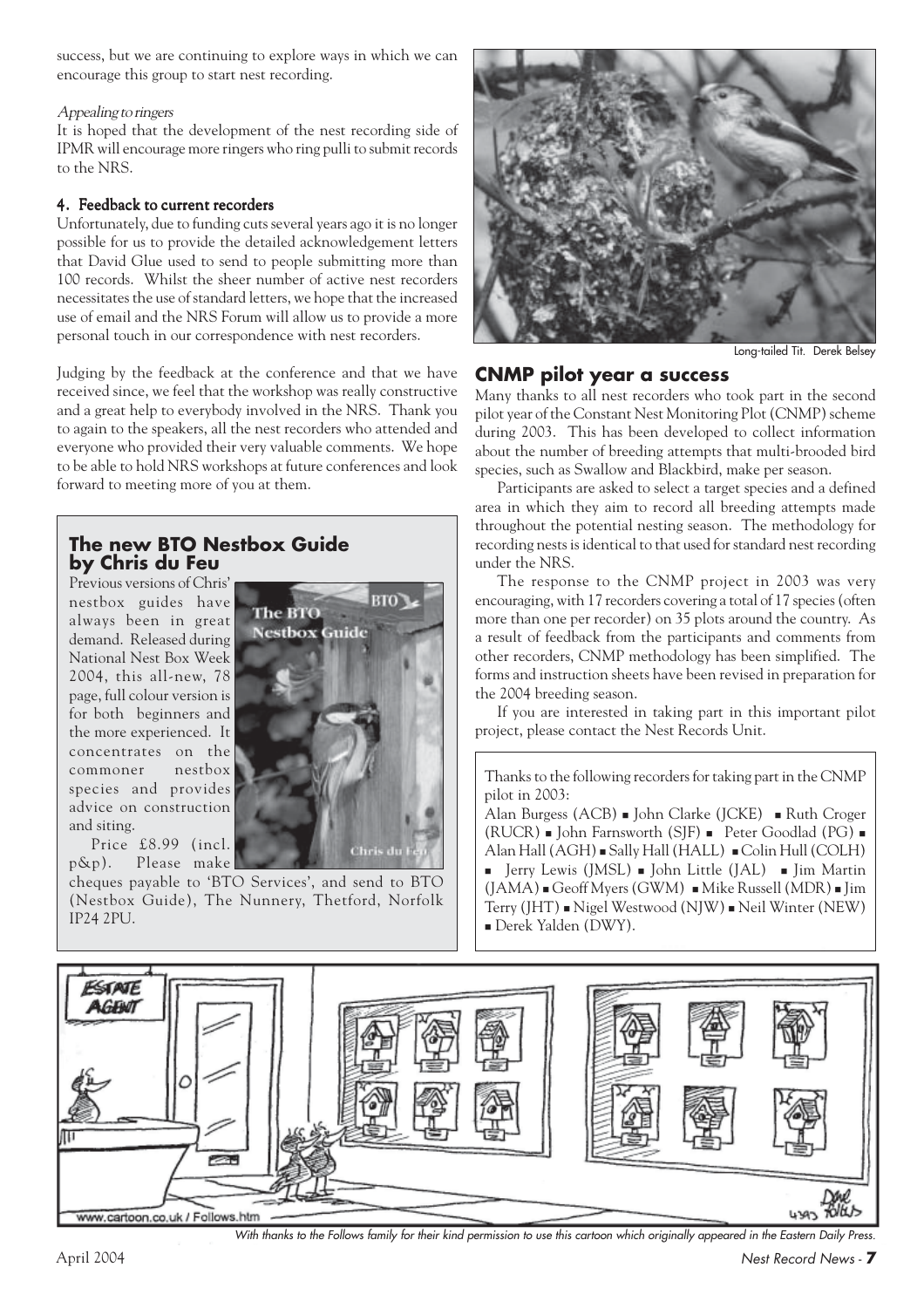success, but we are continuing to explore ways in which we can encourage this group to start nest recording.

*Appealing to ringers*

It is hoped that the development of the nest recording side of IPMR will encourage more ringers who ring pulli to submit records to the NRS.

#### 4. Feedback to current recorders

Unfortunately, due to funding cuts several years ago it is no longer possible for us to provide the detailed acknowledgement letters that David Glue used to send to people submitting more than 100 records. Whilst the sheer number of active nest recorders necessitates the use of standard letters, we hope that the increased use of email and the NRS Forum will allow us to provide a more personal touch in our correspondence with nest recorders.

Judging by the feedback at the conference and that we have received since, we feel that the workshop was really constructive and a great help to everybody involved in the NRS. Thank you to again to the speakers, all the nest recorders who attended and everyone who provided their very valuable comments. We hope to be able to hold NRS workshops at future conferences and look forward to meeting more of you at them.

### The new BTO Nestbox Guide by Chris du Feu

Previous versions of Chris' nestbox guides have always been in great demand. Released during National Nest Box Week 2004, this all-new, 78 page, full colour version is for both beginners and the more experienced. It concentrates on the commoner nestbox species and provides advice on construction and siting.

Price £8.99 (incl. p&p). Please make cheques payable to 'BTO Services', and send to BTO (Nestbox Guide), The Nunnery, Thetford, Norfolk IP24 2PU.

Long-tailed Tit. Derek Belsey

## CNMP pilot year a success

Many thanks to all nest recorders who took part in the second pilot year of the Constant Nest Monitoring Plot (CNMP) scheme during 2003. This has been developed to collect information about the number of breeding attempts that multi-brooded bird species, such as Swallow and Blackbird, make per season.

Participants are asked to select a target species and a defined area in which they aim to record all breeding attempts made throughout the potential nesting season. The methodology for recording nests is identical to that used for standard nest recording under the NRS.

The response to the CNMP project in 2003 was very encouraging, with 17 recorders covering a total of 17 species (often more than one per recorder) on 35 plots around the country. As a result of feedback from the participants and comments from other recorders, CNMP methodology has been simplified. The forms and instruction sheets have been revised in preparation for the 2004 breeding season.

If you are interested in taking part in this important pilot project, please contact the Nest Records Unit.

Thanks to the following recorders for taking part in the CNMP pilot in 2003:
Alan Burgess (ACB) ▪ John Clarke (JCKE) ▪ Ruth Croger (RUCR) ▪ John Farnsworth (SJF) ▪ Peter Goodlad (PG) ▪ Alan Hall (AGH) ▪ Sally Hall (HALL) ▪ Colin Hull (COLH) ▪ Jerry Lewis (JMSL) ▪ John Little (JAL) ▪ Jim Martin (JAMA) ▪ Geoff Myers (GWM) ▪ Mike Russell (MDR) ▪ Jim Terry (JHT) ▪ Nigel Westwood (NJW) ▪ Neil Winter (NEW) ▪ Derek Yalden (DWY).

*With thanks to the Follows family for their kind permission to use this cartoon which originally appeared in the Eastern Daily Press.*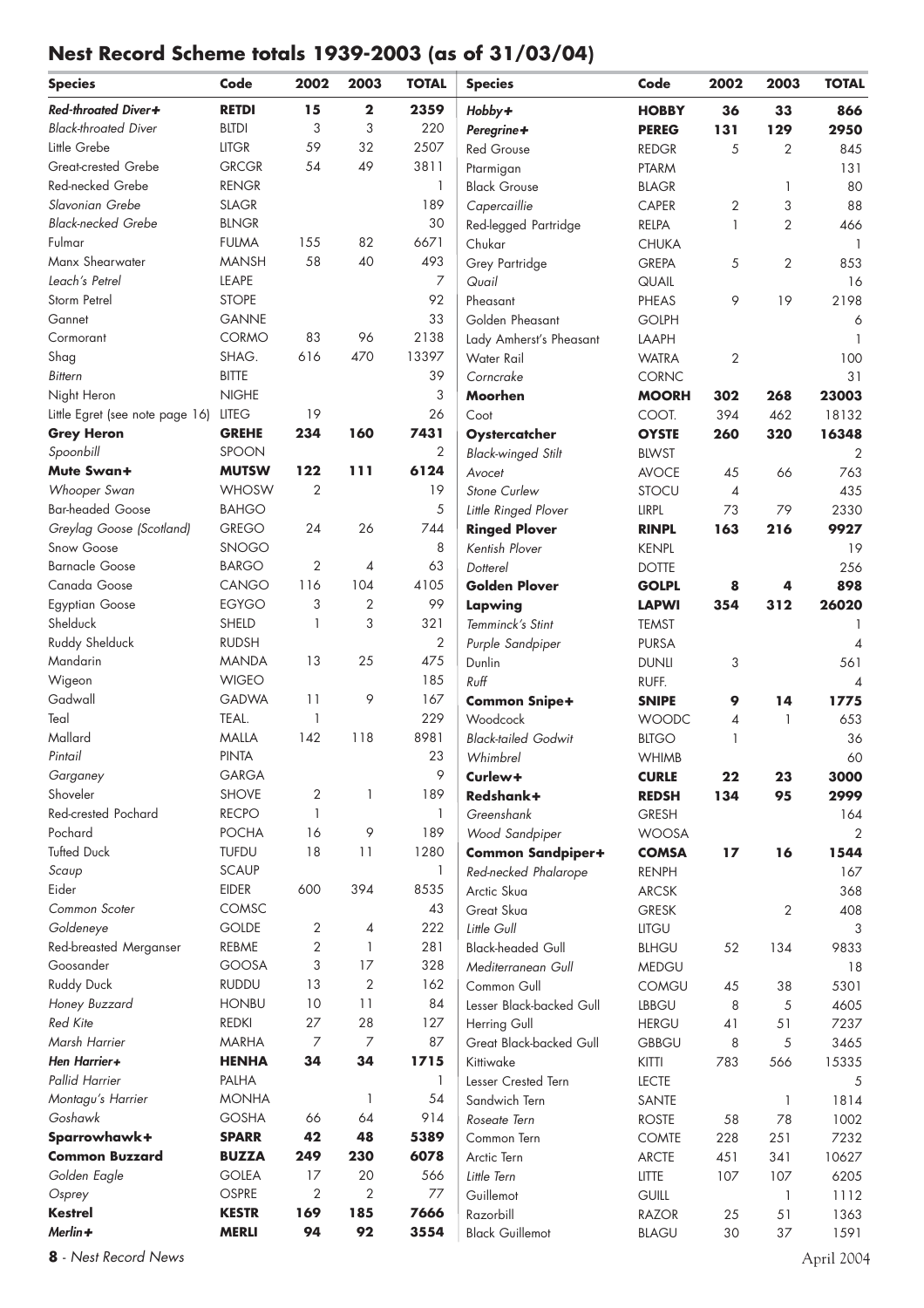## Nest Record Scheme totals 1939-2003 (as of 31/03/04)

| Species | Code | 2002 | 2003 | TOTAL |
|---|---|---|---|---|
| ***Red-throated Diver+*** | **RETDI** | **15** | **2** | **2359** |
| *Black-throated Diver* | BLTDI | 3 | 3 | 220 |
| Little Grebe | LITGR | 59 | 32 | 2507 |
| Great-crested Grebe | GRCGR | 54 | 49 | 3811 |
| Red-necked Grebe | RENGR | | | 1 |
| *Slavonian Grebe* | SLAGR | | | 189 |
| *Black-necked Grebe* | BLNGR | | | 30 |
| Fulmar | FULMA | 155 | 82 | 6671 |
| Manx Shearwater | MANSH | 58 | 40 | 493 |
| *Leach's Petrel* | LEAPE | | | 7 |
| Storm Petrel | STOPE | | | 92 |
| Gannet | GANNE | | | 33 |
| Cormorant | CORMO | 83 | 96 | 2138 |
| Shag | SHAG. | 616 | 470 | 13397 |
| *Bittern* | BITTE | | | 39 |
| Night Heron | NIGHE | | | 3 |
| Little Egret (see note page 16) | LITEG | 19 | | 26 |
| **Grey Heron** | **GREHE** | **234** | **160** | **7431** |
| *Spoonbill* | SPOON | | | 2 |
| **Mute Swan+** | **MUTSW** | **122** | **111** | **6124** |
| *Whooper Swan* | WHOSW | 2 | | 19 |
| Bar-headed Goose | BAHGO | | | 5 |
| *Greylag Goose (Scotland)* | GREGO | 24 | 26 | 744 |
| Snow Goose | SNOGO | | | 8 |
| Barnacle Goose | BARGO | 2 | 4 | 63 |
| Canada Goose | CANGO | 116 | 104 | 4105 |
| Egyptian Goose | EGYGO | 3 | 2 | 99 |
| Shelduck | SHELD | 1 | 3 | 321 |
| Ruddy Shelduck | RUDSH | | | 2 |
| Mandarin | MANDA | 13 | 25 | 475 |
| Wigeon | WIGEO | | | 185 |
| Gadwall | GADWA | 11 | 9 | 167 |
| Teal | TEAL. | 1 | | 229 |
| Mallard | MALLA | 142 | 118 | 8981 |
| *Pintail* | PINTA | | | 23 |
| *Garganey* | GARGA | | | 9 |
| Shoveler | SHOVE | 2 | 1 | 189 |
| Red-crested Pochard | RECPO | 1 | | 1 |
| Pochard | POCHA | 16 | 9 | 189 |
| Tufted Duck | TUFDU | 18 | 11 | 1280 |
| *Scaup* | SCAUP | | | 1 |
| Eider | EIDER | 600 | 394 | 8535 |
| *Common Scoter* | COMSC | | | 43 |
| *Goldeneye* | GOLDE | 2 | 4 | 222 |
| Red-breasted Merganser | REBME | 2 | 1 | 281 |
| Goosander | GOOSA | 3 | 17 | 328 |
| Ruddy Duck | RUDDU | 13 | 2 | 162 |
| *Honey Buzzard* | HONBU | 10 | 11 | 84 |
| *Red Kite* | REDKI | 27 | 28 | 127 |
| *Marsh Harrier* | MARHA | 7 | 7 | 87 |
| ***Hen Harrier+*** | **HENHA** | **34** | **34** | **1715** |
| *Pallid Harrier* | PALHA | | | 1 |
| *Montagu's Harrier* | MONHA | | 1 | 54 |
| *Goshawk* | GOSHA | 66 | 64 | 914 |
| **Sparrowhawk+** | **SPARR** | **42** | **48** | **5389** |
| **Common Buzzard** | **BUZZA** | **249** | **230** | **6078** |
| *Golden Eagle* | GOLEA | 17 | 20 | 566 |
| *Osprey* | OSPRE | 2 | 2 | 77 |
| **Kestrel** | **KESTR** | **169** | **185** | **7666** |
| ***Merlin+*** | **MERLI** | **94** | **92** | **3554** |
| ***Hobby+*** | **HOBBY** | **36** | **33** | **866** |
| ***Peregrine+*** | **PEREG** | **131** | **129** | **2950** |
| Red Grouse | REDGR | 5 | 2 | 845 |
| Ptarmigan | PTARM | | | 131 |
| Black Grouse | BLAGR | | 1 | 80 |
| *Capercaillie* | CAPER | 2 | 3 | 88 |
| Red-legged Partridge | RELPA | 1 | 2 | 466 |
| Chukar | CHUKA | | | 1 |
| Grey Partridge | GREPA | 5 | 2 | 853 |
| *Quail* | QUAIL | | | 16 |
| Pheasant | PHEAS | 9 | 19 | 2198 |
| Golden Pheasant | GOLPH | | | 6 |
| Lady Amherst's Pheasant | LAAPH | | | 1 |
| Water Rail | WATRA | 2 | | 100 |
| *Corncrake* | CORNC | | | 31 |
| **Moorhen** | **MOORH** | **302** | **268** | **23003** |
| Coot | COOT. | 394 | 462 | 18132 |
| **Oystercatcher** | **OYSTE** | **260** | **320** | **16348** |
| *Black-winged Stilt* | BLWST | | | 2 |
| *Avocet* | AVOCE | 45 | 66 | 763 |
| *Stone Curlew* | STOCU | 4 | | 435 |
| *Little Ringed Plover* | LIRPL | 73 | 79 | 2330 |
| **Ringed Plover** | **RINPL** | **163** | **216** | **9927** |
| *Kentish Plover* | KENPL | | | 19 |
| *Dotterel* | DOTTE | | | 256 |
| **Golden Plover** | **GOLPL** | **8** | **4** | **898** |
| **Lapwing** | **LAPWI** | **354** | **312** | **26020** |
| *Temminck's Stint* | TEMST | | | 1 |
| *Purple Sandpiper* | PURSA | | | 4 |
| Dunlin | DUNLI | 3 | | 561 |
| *Ruff* | RUFF. | | | 4 |
| **Common Snipe+** | **SNIPE** | **9** | **14** | **1775** |
| Woodcock | WOODC | 4 | 1 | 653 |
| *Black-tailed Godwit* | BLTGO | 1 | | 36 |
| *Whimbrel* | WHIMB | | | 60 |
| **Curlew+** | **CURLE** | **22** | **23** | **3000** |
| **Redshank+** | **REDSH** | **134** | **95** | **2999** |
| *Greenshank* | GRESH | | | 164 |
| *Wood Sandpiper* | WOOSA | | | 2 |
| **Common Sandpiper+** | **COMSA** | **17** | **16** | **1544** |
| *Red-necked Phalarope* | RENPH | | | 167 |
| Arctic Skua | ARCSK | | | 368 |
| Great Skua | GRESK | | 2 | 408 |
| *Little Gull* | LITGU | | | 3 |
| Black-headed Gull | BLHGU | 52 | 134 | 9833 |
| *Mediterranean Gull* | MEDGU | | | 18 |
| Common Gull | COMGU | 45 | 38 | 5301 |
| Lesser Black-backed Gull | LBBGU | 8 | 5 | 4605 |
| Herring Gull | HERGU | 41 | 51 | 7237 |
| Great Black-backed Gull | GBBGU | 8 | 5 | 3465 |
| Kittiwake | KITTI | 783 | 566 | 15335 |
| Lesser Crested Tern | LECTE | | | 5 |
| Sandwich Tern | SANTE | | 1 | 1814 |
| *Roseate Tern* | ROSTE | 58 | 78 | 1002 |
| Common Tern | COMTE | 228 | 251 | 7232 |
| Arctic Tern | ARCTE | 451 | 341 | 10627 |
| *Little Tern* | LITTE | 107 | 107 | 6205 |
| Guillemot | GUILL | | 1 | 1112 |
| Razorbill | RAZOR | 25 | 51 | 1363 |
| Black Guillemot | BLAGU | 30 | 37 | 1591 |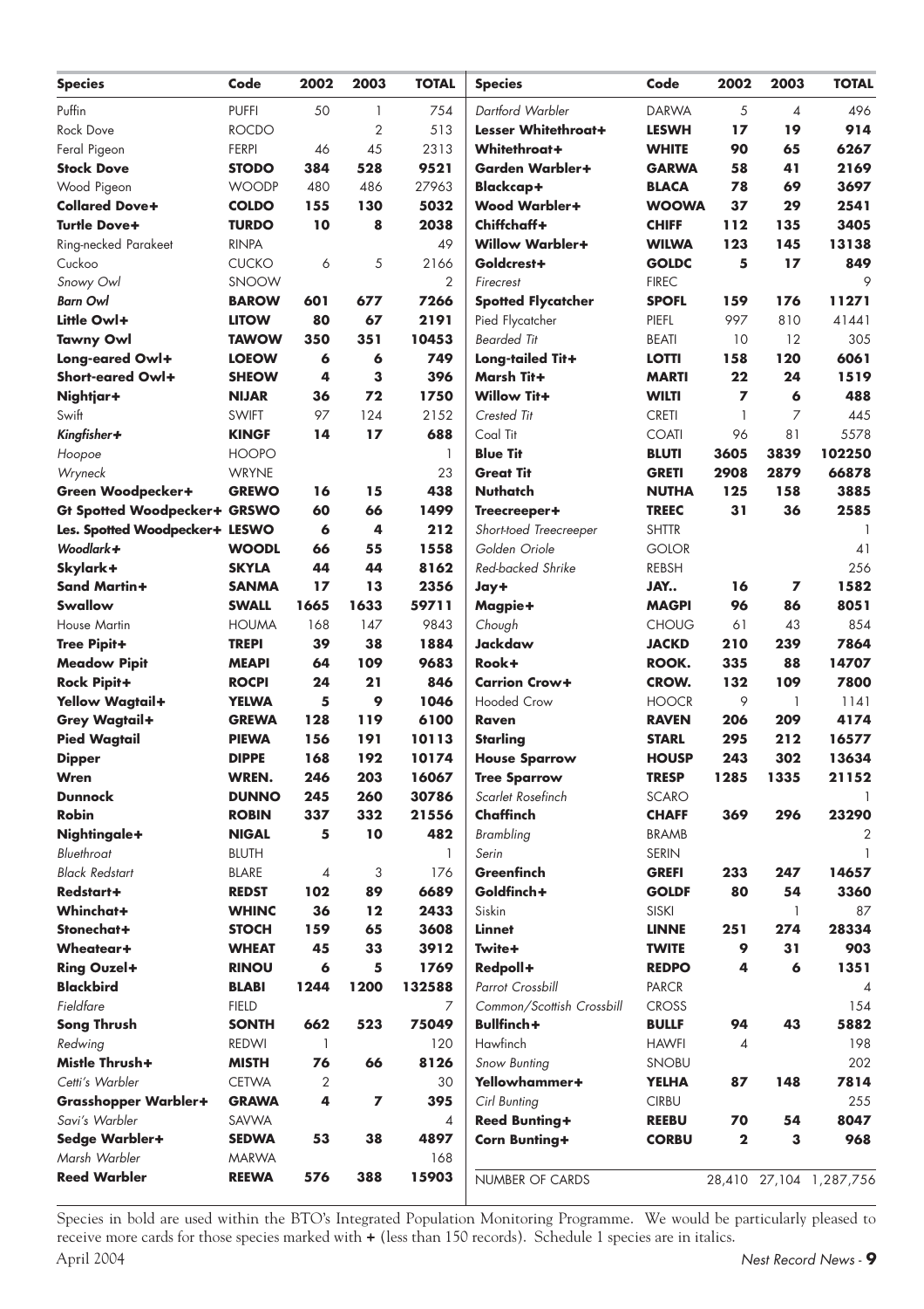| Species | Code | 2002 | 2003 | TOTAL |
|---|---|---|---|---|
| Puffin | PUFFI | 50 | 1 | 754 |
| Rock Dove | ROCDO | | 2 | 513 |
| Feral Pigeon | FERPI | 46 | 45 | 2313 |
| **Stock Dove** | **STODO** | **384** | **528** | **9521** |
| Wood Pigeon | WOODP | 480 | 486 | 27963 |
| **Collared Dove+** | **COLDO** | **155** | **130** | **5032** |
| **Turtle Dove+** | **TURDO** | **10** | **8** | **2038** |
| Ring-necked Parakeet | RINPA | | | 49 |
| Cuckoo | CUCKO | 6 | 5 | 2166 |
| *Snowy Owl* | SNOOW | | | 2 |
| ***Barn Owl*** | **BAROW** | **601** | **677** | **7266** |
| **Little Owl+** | **LITOW** | **80** | **67** | **2191** |
| **Tawny Owl** | **TAWOW** | **350** | **351** | **10453** |
| **Long-eared Owl+** | **LOEOW** | **6** | **6** | **749** |
| **Short-eared Owl+** | **SHEOW** | **4** | **3** | **396** |
| **Nightjar+** | **NIJAR** | **36** | **72** | **1750** |
| Swift | SWIFT | 97 | 124 | 2152 |
| ***Kingfisher+*** | **KINGF** | **14** | **17** | **688** |
| *Hoopoe* | HOOPO | | | 1 |
| *Wryneck* | WRYNE | | | 23 |
| **Green Woodpecker+** | **GREWO** | **16** | **15** | **438** |
| **Gt Spotted Woodpecker+** | **GRSWO** | **60** | **66** | **1499** |
| **Les. Spotted Woodpecker+** | **LESWO** | **6** | **4** | **212** |
| ***Woodlark+*** | **WOODL** | **66** | **55** | **1558** |
| **Skylark+** | **SKYLA** | **44** | **44** | **8162** |
| **Sand Martin+** | **SANMA** | **17** | **13** | **2356** |
| **Swallow** | **SWALL** | **1665** | **1633** | **59711** |
| House Martin | HOUMA | 168 | 147 | 9843 |
| **Tree Pipit+** | **TREPI** | **39** | **38** | **1884** |
| **Meadow Pipit** | **MEAPI** | **64** | **109** | **9683** |
| **Rock Pipit+** | **ROCPI** | **24** | **21** | **846** |
| **Yellow Wagtail+** | **YELWA** | **5** | **9** | **1046** |
| **Grey Wagtail+** | **GREWA** | **128** | **119** | **6100** |
| **Pied Wagtail** | **PIEWA** | **156** | **191** | **10113** |
| **Dipper** | **DIPPE** | **168** | **192** | **10174** |
| **Wren** | **WREN.** | **246** | **203** | **16067** |
| **Dunnock** | **DUNNO** | **245** | **260** | **30786** |
| **Robin** | **ROBIN** | **337** | **332** | **21556** |
| **Nightingale+** | **NIGAL** | **5** | **10** | **482** |
| *Bluethroat* | BLUTH | | | 1 |
| *Black Redstart* | BLARE | 4 | 3 | 176 |
| **Redstart+** | **REDST** | **102** | **89** | **6689** |
| **Whinchat+** | **WHINC** | **36** | **12** | **2433** |
| **Stonechat+** | **STOCH** | **159** | **65** | **3608** |
| **Wheatear+** | **WHEAT** | **45** | **33** | **3912** |
| **Ring Ouzel+** | **RINOU** | **6** | **5** | **1769** |
| **Blackbird** | **BLABI** | **1244** | **1200** | **132588** |
| *Fieldfare* | FIELD | | | 7 |
| **Song Thrush** | **SONTH** | **662** | **523** | **75049** |
| *Redwing* | REDWI | 1 | | 120 |
| **Mistle Thrush+** | **MISTH** | **76** | **66** | **8126** |
| *Cetti's Warbler* | CETWA | 2 | | 30 |
| **Grasshopper Warbler+** | **GRAWA** | **4** | **7** | **395** |
| *Savi's Warbler* | SAVWA | | | 4 |
| **Sedge Warbler+** | **SEDWA** | **53** | **38** | **4897** |
| *Marsh Warbler* | MARWA | | | 168 |
| **Reed Warbler** | **REEWA** | **576** | **388** | **15903** |
| *Dartford Warbler* | DARWA | 5 | 4 | 496 |
| **Lesser Whitethroat+** | **LESWH** | **17** | **19** | **914** |
| **Whitethroat+** | **WHITE** | **90** | **65** | **6267** |
| **Garden Warbler+** | **GARWA** | **58** | **41** | **2169** |
| **Blackcap+** | **BLACA** | **78** | **69** | **3697** |
| **Wood Warbler+** | **WOOWA** | **37** | **29** | **2541** |
| **Chiffchaff+** | **CHIFF** | **112** | **135** | **3405** |
| **Willow Warbler+** | **WILWA** | **123** | **145** | **13138** |
| **Goldcrest+** | **GOLDC** | **5** | **17** | **849** |
| *Firecrest* | FIREC | | | 9 |
| **Spotted Flycatcher** | **SPOFL** | **159** | **176** | **11271** |
| Pied Flycatcher | PIEFL | 997 | 810 | 41441 |
| *Bearded Tit* | BEATI | 10 | 12 | 305 |
| **Long-tailed Tit+** | **LOTTI** | **158** | **120** | **6061** |
| **Marsh Tit+** | **MARTI** | **22** | **24** | **1519** |
| **Willow Tit+** | **WILTI** | **7** | **6** | **488** |
| *Crested Tit* | CRETI | 1 | 7 | 445 |
| Coal Tit | COATI | 96 | 81 | 5578 |
| **Blue Tit** | **BLUTI** | **3605** | **3839** | **102250** |
| **Great Tit** | **GRETI** | **2908** | **2879** | **66878** |
| **Nuthatch** | **NUTHA** | **125** | **158** | **3885** |
| **Treecreeper+** | **TREEC** | **31** | **36** | **2585** |
| *Short-toed Treecreeper* | SHTTR | | | 1 |
| *Golden Oriole* | GOLOR | | | 41 |
| *Red-backed Shrike* | REBSH | | | 256 |
| **Jay+** | **JAY..** | **16** | **7** | **1582** |
| **Magpie+** | **MAGPI** | **96** | **86** | **8051** |
| *Chough* | CHOUG | 61 | 43 | 854 |
| **Jackdaw** | **JACKD** | **210** | **239** | **7864** |
| **Rook+** | **ROOK.** | **335** | **88** | **14707** |
| **Carrion Crow+** | **CROW.** | **132** | **109** | **7800** |
| Hooded Crow | HOOCR | 9 | 1 | 1141 |
| **Raven** | **RAVEN** | **206** | **209** | **4174** |
| **Starling** | **STARL** | **295** | **212** | **16577** |
| **House Sparrow** | **HOUSP** | **243** | **302** | **13634** |
| **Tree Sparrow** | **TRESP** | **1285** | **1335** | **21152** |
| *Scarlet Rosefinch* | SCARO | | | 1 |
| **Chaffinch** | **CHAFF** | **369** | **296** | **23290** |
| *Brambling* | BRAMB | | | 2 |
| *Serin* | SERIN | | | 1 |
| **Greenfinch** | **GREFI** | **233** | **247** | **14657** |
| **Goldfinch+** | **GOLDF** | **80** | **54** | **3360** |
| Siskin | SISKI | | 1 | 87 |
| **Linnet** | **LINNE** | **251** | **274** | **28334** |
| **Twite+** | **TWITE** | **9** | **31** | **903** |
| **Redpoll+** | **REDPO** | **4** | **6** | **1351** |
| *Parrot Crossbill* | PARCR | | | 4 |
| *Common/Scottish Crossbill* | CROSS | | | 154 |
| **Bullfinch+** | **BULLF** | **94** | **43** | **5882** |
| Hawfinch | HAWFI | 4 | | 198 |
| *Snow Bunting* | SNOBU | | | 202 |
| **Yellowhammer+** | **YELHA** | **87** | **148** | **7814** |
| *Cirl Bunting* | CIRBU | | | 255 |
| **Reed Bunting+** | **REEBU** | **70** | **54** | **8047** |
| **Corn Bunting+** | **CORBU** | **2** | **3** | **968** |
| NUMBER OF CARDS | | 28,410 | 27,104 | 1,287,756 |

Species in bold are used within the BTO's Integrated Population Monitoring Programme. We would be particularly pleased to receive more cards for those species marked with **+** (less than 150 records). Schedule 1 species are in italics.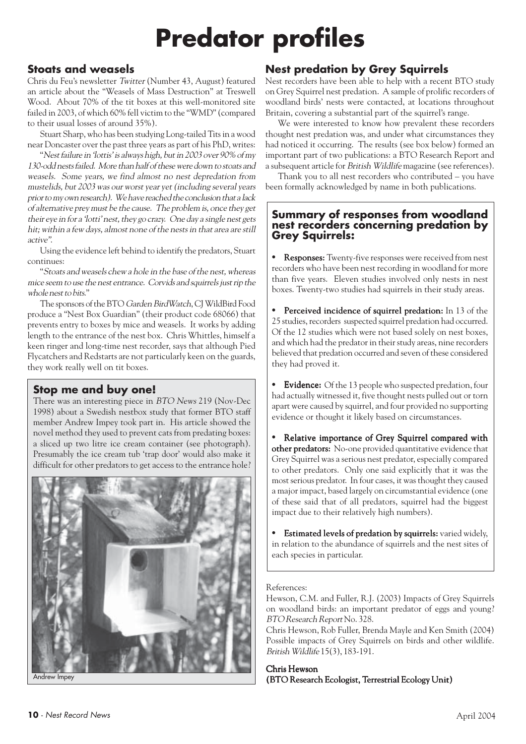# Predator profiles

## Stoats and weasels

Chris du Feu's newsletter *Twitter* (Number 43, August) featured an article about the "Weasels of Mass Destruction" at Treswell Wood. About 70% of the tit boxes at this well-monitored site failed in 2003, of which 60% fell victim to the "WMD" (compared to their usual losses of around 35%).

Stuart Sharp, who has been studying Long-tailed Tits in a wood near Doncaster over the past three years as part of his PhD, writes:

"*Nest failure in 'lottis' is always high, but in 2003 over 90% of my 130-odd nests failed. More than half of these were down to stoats and weasels. Some years, we find almost no nest depredation from mustelids, but 2003 was our worst year yet (including several years prior to my own research). We have reached the conclusion that a lack of alternative prey must be the cause. The problem is, once they get their eye in for a 'lotti' nest, they go crazy. One day a single nest gets hit; within a few days, almost none of the nests in that area are still active*".

Using the evidence left behind to identify the predators, Stuart continues:

"*Stoats and weasels chew a hole in the base of the nest, whereas mice seem to use the nest entrance. Corvids and squirrels just rip the whole nest to bits.*"

The sponsors of the BTO *Garden BirdWatch*, CJ WildBird Food produce a "Nest Box Guardian" (their product code 68066) that prevents entry to boxes by mice and weasels. It works by adding length to the entrance of the nest box. Chris Whittles, himself a keen ringer and long-time nest recorder, says that although Pied Flycatchers and Redstarts are not particularly keen on the guards, they work really well on tit boxes.

### Stop me and buy one!

There was an interesting piece in *BTO News* 219 (Nov-Dec 1998) about a Swedish nestbox study that former BTO staff member Andrew Impey took part in. His article showed the novel method they used to prevent cats from predating boxes: a sliced up two litre ice cream container (see photograph). Presumably the ice cream tub 'trap door' would also make it difficult for other predators to get access to the entrance hole?

Andrew Impey

## Nest predation by Grey Squirrels

Nest recorders have been able to help with a recent BTO study on Grey Squirrel nest predation. A sample of prolific recorders of woodland birds' nests were contacted, at locations throughout Britain, covering a substantial part of the squirrel's range.

We were interested to know how prevalent these recorders thought nest predation was, and under what circumstances they had noticed it occurring. The results (see box below) formed an important part of two publications: a BTO Research Report and a subsequent article for *British Wildlife* magazine (see references).

Thank you to all nest recorders who contributed – you have been formally acknowledged by name in both publications.

### Summary of responses from woodland nest recorders concerning predation by Grey Squirrels:

- **Responses:** Twenty-five responses were received from nest recorders who have been nest recording in woodland for more than five years. Eleven studies involved only nests in nest boxes. Twenty-two studies had squirrels in their study areas.

- **Perceived incidence of squirrel predation:** In 13 of the 25 studies, recorders suspected squirrel predation had occurred. Of the 12 studies which were not based solely on nest boxes, and which had the predator in their study areas, nine recorders believed that predation occurred and seven of these considered they had proved it.

- **Evidence:** Of the 13 people who suspected predation, four had actually witnessed it, five thought nests pulled out or torn apart were caused by squirrel, and four provided no supporting evidence or thought it likely based on circumstances.

- **Relative importance of Grey Squirrel compared with other predators:** No-one provided quantitative evidence that Grey Squirrel was a serious nest predator, especially compared to other predators. Only one said explicitly that it was the most serious predator. In four cases, it was thought they caused a major impact, based largely on circumstantial evidence (one of these said that of all predators, squirrel had the biggest impact due to their relatively high numbers).

- **Estimated levels of predation by squirrels:** varied widely, in relation to the abundance of squirrels and the nest sites of each species in particular.

References:

Hewson, C.M. and Fuller, R.J. (2003) Impacts of Grey Squirrels on woodland birds: an important predator of eggs and young? *BTO Research Report* No. 328.

Chris Hewson, Rob Fuller, Brenda Mayle and Ken Smith (2004) Possible impacts of Grey Squirrels on birds and other wildlife. *British Wildlife* 15(3), 183-191.

**Chris Hewson**
**(BTO Research Ecologist, Terrestrial Ecology Unit)**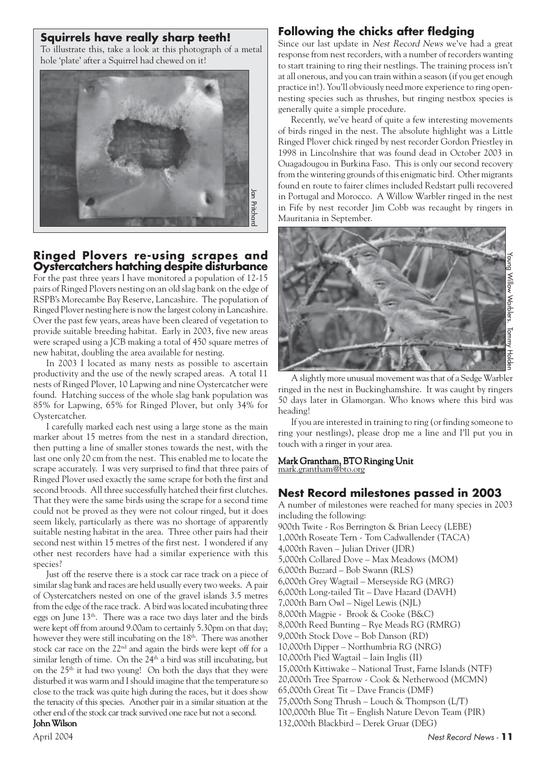## Squirrels have really sharp teeth!

To illustrate this, take a look at this photograph of a metal hole 'plate' after a Squirrel had chewed on it!

Jan Pritchard

## Ringed Plovers re-using scrapes and Oystercatchers hatching despite disturbance

For the past three years I have monitored a population of 12-15 pairs of Ringed Plovers nesting on an old slag bank on the edge of RSPB's Morecambe Bay Reserve, Lancashire. The population of Ringed Plover nesting here is now the largest colony in Lancashire. Over the past few years, areas have been cleared of vegetation to provide suitable breeding habitat. Early in 2003, five new areas were scraped using a JCB making a total of 450 square metres of new habitat, doubling the area available for nesting.

In 2003 I located as many nests as possible to ascertain productivity and the use of the newly scraped areas. A total 11 nests of Ringed Plover, 10 Lapwing and nine Oystercatcher were found. Hatching success of the whole slag bank population was 85% for Lapwing, 65% for Ringed Plover, but only 34% for Oystercatcher.

I carefully marked each nest using a large stone as the main marker about 15 metres from the nest in a standard direction, then putting a line of smaller stones towards the nest, with the last one only 20 cm from the nest. This enabled me to locate the scrape accurately. I was very surprised to find that three pairs of Ringed Plover used exactly the same scrape for both the first and second broods. All three successfully hatched their first clutches. That they were the same birds using the scrape for a second time could not be proved as they were not colour ringed, but it does seem likely, particularly as there was no shortage of apparently suitable nesting habitat in the area. Three other pairs had their second nest within 15 metres of the first nest. I wondered if any other nest recorders have had a similar experience with this species?

Just off the reserve there is a stock car race track on a piece of similar slag bank and races are held usually every two weeks. A pair of Oystercatchers nested on one of the gravel islands 3.5 metres from the edge of the race track. A bird was located incubating three eggs on June 13th. There was a race two days later and the birds were kept off from around 9.00am to certainly 5.30pm on that day; however they were still incubating on the 18th. There was another stock car race on the 22nd and again the birds were kept off for a similar length of time. On the 24th a bird was still incubating, but on the 25th it had two young! On both the days that they were disturbed it was warm and I should imagine that the temperature so close to the track was quite high during the races, but it does show the tenacity of this species. Another pair in a similar situation at the other end of the stock car track survived one race but not a second.

**John Wilson**

## Following the chicks after fledging

Since our last update in *Nest Record News* we've had a great response from nest recorders, with a number of recorders wanting to start training to ring their nestlings. The training process isn't at all onerous, and you can train within a season (if you get enough practice in!). You'll obviously need more experience to ring open-nesting species such as thrushes, but ringing nestbox species is generally quite a simple procedure.

Recently, we've heard of quite a few interesting movements of birds ringed in the nest. The absolute highlight was a Little Ringed Plover chick ringed by nest recorder Gordon Priestley in 1998 in Lincolnshire that was found dead in October 2003 in Ouagadougou in Burkina Faso. This is only our second recovery from the wintering grounds of this enigmatic bird. Other migrants found en route to fairer climes included Redstart pulli recovered in Portugal and Morocco. A Willow Warbler ringed in the nest in Fife by nest recorder Jim Cobb was recaught by ringers in Mauritania in September.

Young Willow Warblers. Tommy Holden

A slightly more unusual movement was that of a Sedge Warbler ringed in the nest in Buckinghamshire. It was caught by ringers 50 days later in Glamorgan. Who knows where this bird was heading!

If you are interested in training to ring (or finding someone to ring your nestlings), please drop me a line and I'll put you in touch with a ringer in your area.

**Mark Grantham, BTO Ringing Unit**
mark.grantham@bto.org

## Nest Record milestones passed in 2003

A number of milestones were reached for many species in 2003 including the following:

900th Twite - Ros Berrington & Brian Leecy (LEBE)
1,000th Roseate Tern - Tom Cadwallender (TACA)
4,000th Raven – Julian Driver (JDR)
5,000th Collared Dove – Max Meadows (MOM)
6,000th Buzzard – Bob Swann (RLS)
6,000th Grey Wagtail – Merseyside RG (MRG)
6,000th Long-tailed Tit – Dave Hazard (DAVH)
7,000th Barn Owl – Nigel Lewis (NJL)
8,000th Magpie - Brook & Cooke (B&C)
8,000th Reed Bunting – Rye Meads RG (RMRG)
9,000th Stock Dove – Bob Danson (RD)
10,000th Dipper – Northumbria RG (NRG)
10,000th Pied Wagtail – Iain Inglis (II)
15,000th Kittiwake – National Trust, Farne Islands (NTF)
20,000th Tree Sparrow - Cook & Netherwood (MCMN)
65,000th Great Tit – Dave Francis (DMF)
75,000th Song Thrush – Louch & Thompson (L/T)
100,000th Blue Tit – English Nature Devon Team (PIR)
132,000th Blackbird – Derek Gruar (DEG)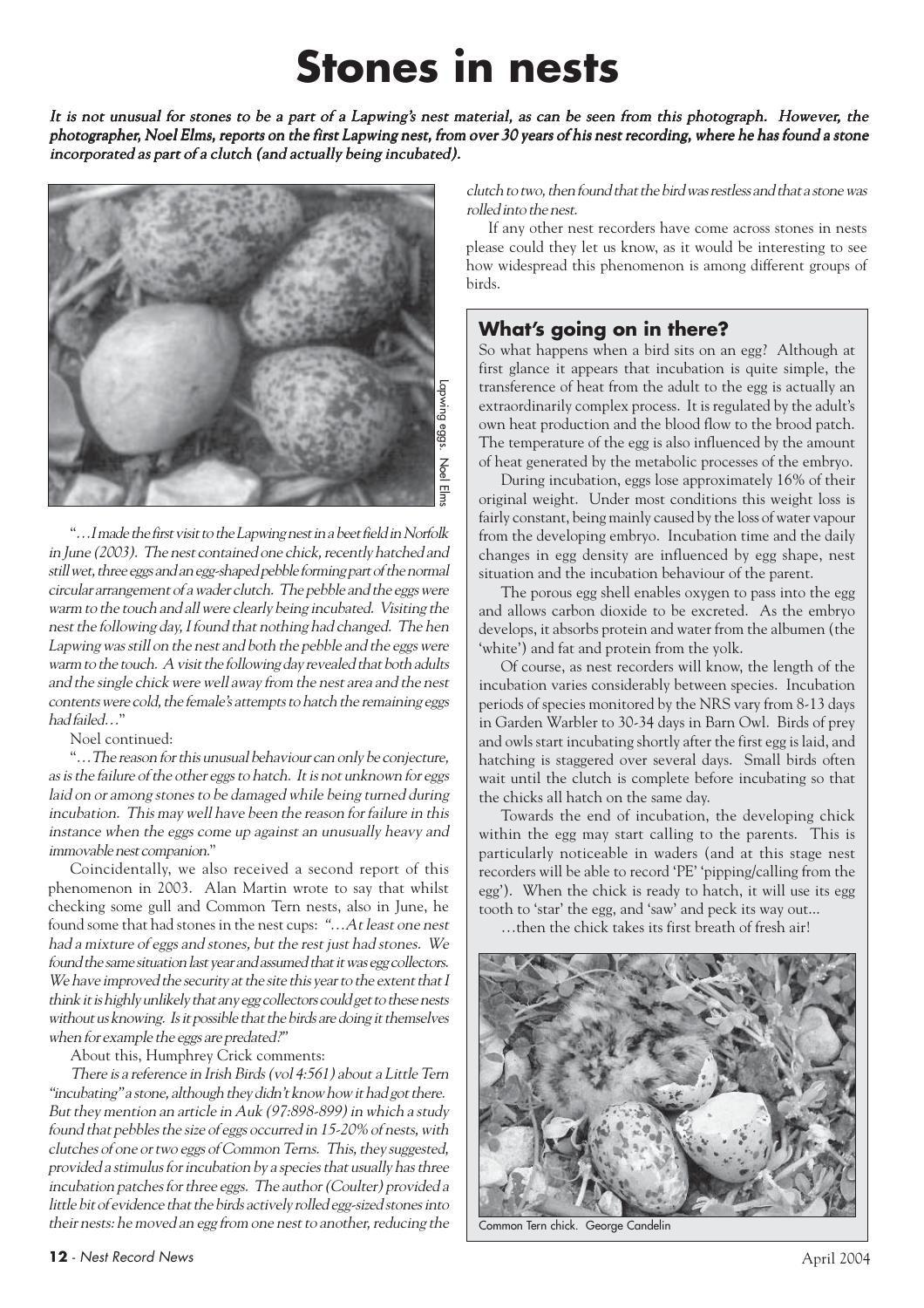# Stones in nests

*It is not unusual for stones to be a part of a Lapwing's nest material, as can be seen from this photograph. However, the photographer, Noel Elms, reports on the first Lapwing nest, from over 30 years of his nest recording, where he has found a stone incorporated as part of a clutch (and actually being incubated).*

Lapwing eggs. Noel Elms

"…*I made the first visit to the Lapwing nest in a beet field in Norfolk in June (2003). The nest contained one chick, recently hatched and still wet, three eggs and an egg-shaped pebble forming part of the normal circular arrangement of a wader clutch. The pebble and the eggs were warm to the touch and all were clearly being incubated. Visiting the nest the following day, I found that nothing had changed. The hen Lapwing was still on the nest and both the pebble and the eggs were warm to the touch. A visit the following day revealed that both adults and the single chick were well away from the nest area and the nest contents were cold, the female's attempts to hatch the remaining eggs had failed*…"

Noel continued:

"…*The reason for this unusual behaviour can only be conjecture, as is the failure of the other eggs to hatch. It is not unknown for eggs laid on or among stones to be damaged while being turned during incubation. This may well have been the reason for failure in this instance when the eggs come up against an unusually heavy and immovable nest companion.*"

Coincidentally, we also received a second report of this phenomenon in 2003. Alan Martin wrote to say that whilst checking some gull and Common Tern nests, also in June, he found some that had stones in the nest cups: *"…At least one nest had a mixture of eggs and stones, but the rest just had stones. We found the same situation last year and assumed that it was egg collectors. We have improved the security at the site this year to the extent that I think it is highly unlikely that any egg collectors could get to these nests without us knowing. Is it possible that the birds are doing it themselves when for example the eggs are predated?"*

About this, Humphrey Crick comments:

*There is a reference in Irish Birds (vol 4:561) about a Little Tern "incubating" a stone, although they didn't know how it had got there. But they mention an article in Auk (97:898-899) in which a study found that pebbles the size of eggs occurred in 15-20% of nests, with clutches of one or two eggs of Common Terns. This, they suggested, provided a stimulus for incubation by a species that usually has three incubation patches for three eggs. The author (Coulter) provided a little bit of evidence that the birds actively rolled egg-sized stones into their nests: he moved an egg from one nest to another, reducing the clutch to two, then found that the bird was restless and that a stone was rolled into the nest.*

If any other nest recorders have come across stones in nests please could they let us know, as it would be interesting to see how widespread this phenomenon is among different groups of birds.

## What's going on in there?

So what happens when a bird sits on an egg? Although at first glance it appears that incubation is quite simple, the transference of heat from the adult to the egg is actually an extraordinarily complex process. It is regulated by the adult's own heat production and the blood flow to the brood patch. The temperature of the egg is also influenced by the amount of heat generated by the metabolic processes of the embryo.

During incubation, eggs lose approximately 16% of their original weight. Under most conditions this weight loss is fairly constant, being mainly caused by the loss of water vapour from the developing embryo. Incubation time and the daily changes in egg density are influenced by egg shape, nest situation and the incubation behaviour of the parent.

The porous egg shell enables oxygen to pass into the egg and allows carbon dioxide to be excreted. As the embryo develops, it absorbs protein and water from the albumen (the 'white') and fat and protein from the yolk.

Of course, as nest recorders will know, the length of the incubation varies considerably between species. Incubation periods of species monitored by the NRS vary from 8-13 days in Garden Warbler to 30-34 days in Barn Owl. Birds of prey and owls start incubating shortly after the first egg is laid, and hatching is staggered over several days. Small birds often wait until the clutch is complete before incubating so that the chicks all hatch on the same day.

Towards the end of incubation, the developing chick within the egg may start calling to the parents. This is particularly noticeable in waders (and at this stage nest recorders will be able to record 'PE' 'pipping/calling from the egg'). When the chick is ready to hatch, it will use its egg tooth to 'star' the egg, and 'saw' and peck its way out…

…then the chick takes its first breath of fresh air!

Common Tern chick. George Candelin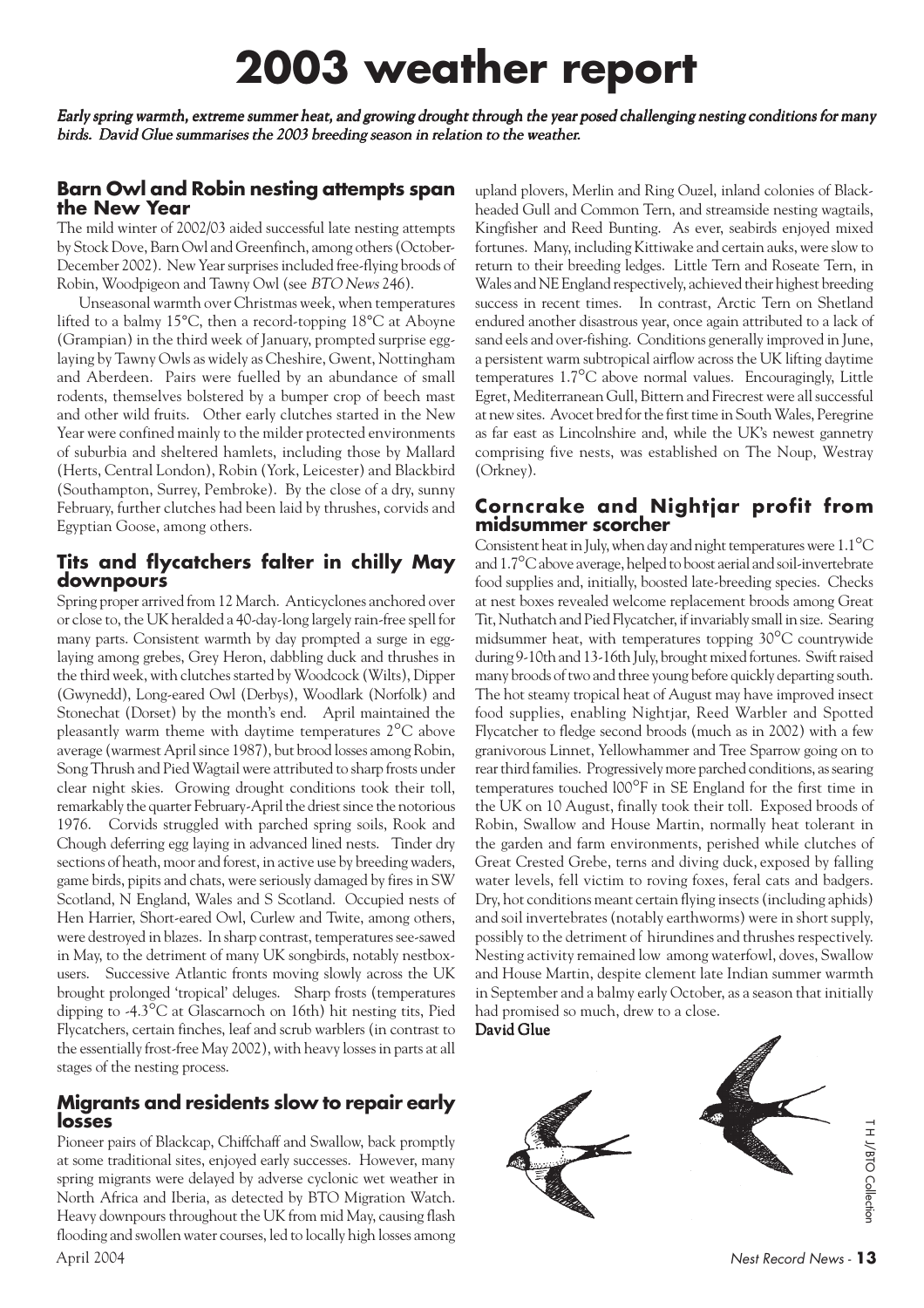# 2003 weather report

*Early spring warmth, extreme summer heat, and growing drought through the year posed challenging nesting conditions for many birds. David Glue summarises the 2003 breeding season in relation to the weather.*

## Barn Owl and Robin nesting attempts span the New Year

The mild winter of 2002/03 aided successful late nesting attempts by Stock Dove, Barn Owl and Greenfinch, among others (October-December 2002). New Year surprises included free-flying broods of Robin, Woodpigeon and Tawny Owl (see *BTO News* 246).

Unseasonal warmth over Christmas week, when temperatures lifted to a balmy 15°C, then a record-topping 18°C at Aboyne (Grampian) in the third week of January, prompted surprise egg-laying by Tawny Owls as widely as Cheshire, Gwent, Nottingham and Aberdeen. Pairs were fuelled by an abundance of small rodents, themselves bolstered by a bumper crop of beech mast and other wild fruits. Other early clutches started in the New Year were confined mainly to the milder protected environments of suburbia and sheltered hamlets, including those by Mallard (Herts, Central London), Robin (York, Leicester) and Blackbird (Southampton, Surrey, Pembroke). By the close of a dry, sunny February, further clutches had been laid by thrushes, corvids and Egyptian Goose, among others.

## Tits and flycatchers falter in chilly May downpours

Spring proper arrived from 12 March. Anticyclones anchored over or close to, the UK heralded a 40-day-long largely rain-free spell for many parts. Consistent warmth by day prompted a surge in egg-laying among grebes, Grey Heron, dabbling duck and thrushes in the third week, with clutches started by Woodcock (Wilts), Dipper (Gwynedd), Long-eared Owl (Derbys), Woodlark (Norfolk) and Stonechat (Dorset) by the month's end. April maintained the pleasantly warm theme with daytime temperatures 2°C above average (warmest April since 1987), but brood losses among Robin, Song Thrush and Pied Wagtail were attributed to sharp frosts under clear night skies. Growing drought conditions took their toll, remarkably the quarter February-April the driest since the notorious 1976. Corvids struggled with parched spring soils, Rook and Chough deferring egg laying in advanced lined nests. Tinder dry sections of heath, moor and forest, in active use by breeding waders, game birds, pipits and chats, were seriously damaged by fires in SW Scotland, N England, Wales and S Scotland. Occupied nests of Hen Harrier, Short-eared Owl, Curlew and Twite, among others, were destroyed in blazes. In sharp contrast, temperatures see-sawed in May, to the detriment of many UK songbirds, notably nestbox-users. Successive Atlantic fronts moving slowly across the UK brought prolonged 'tropical' deluges. Sharp frosts (temperatures dipping to -4.3°C at Glascarnoch on 16th) hit nesting tits, Pied Flycatchers, certain finches, leaf and scrub warblers (in contrast to the essentially frost-free May 2002), with heavy losses in parts at all stages of the nesting process.

## Migrants and residents slow to repair early losses

Pioneer pairs of Blackcap, Chiffchaff and Swallow, back promptly at some traditional sites, enjoyed early successes. However, many spring migrants were delayed by adverse cyclonic wet weather in North Africa and Iberia, as detected by BTO Migration Watch. Heavy downpours throughout the UK from mid May, causing flash flooding and swollen water courses, led to locally high losses among upland plovers, Merlin and Ring Ouzel, inland colonies of Black-headed Gull and Common Tern, and streamside nesting wagtails, Kingfisher and Reed Bunting. As ever, seabirds enjoyed mixed fortunes. Many, including Kittiwake and certain auks, were slow to return to their breeding ledges. Little Tern and Roseate Tern, in Wales and NE England respectively, achieved their highest breeding success in recent times. In contrast, Arctic Tern on Shetland endured another disastrous year, once again attributed to a lack of sand eels and over-fishing. Conditions generally improved in June, a persistent warm subtropical airflow across the UK lifting daytime temperatures 1.7°C above normal values. Encouragingly, Little Egret, Mediterranean Gull, Bittern and Firecrest were all successful at new sites. Avocet bred for the first time in South Wales, Peregrine as far east as Lincolnshire and, while the UK's newest gannetry comprising five nests, was established on The Noup, Westray (Orkney).

## Corncrake and Nightjar profit from midsummer scorcher

Consistent heat in July, when day and night temperatures were 1.1°C and 1.7°C above average, helped to boost aerial and soil-invertebrate food supplies and, initially, boosted late-breeding species. Checks at nest boxes revealed welcome replacement broods among Great Tit, Nuthatch and Pied Flycatcher, if invariably small in size. Searing midsummer heat, with temperatures topping 30°C countrywide during 9-10th and 13-16th July, brought mixed fortunes. Swift raised many broods of two and three young before quickly departing south. The hot steamy tropical heat of August may have improved insect food supplies, enabling Nightjar, Reed Warbler and Spotted Flycatcher to fledge second broods (much as in 2002) with a few granivorous Linnet, Yellowhammer and Tree Sparrow going on to rear third families. Progressively more parched conditions, as searing temperatures touched 100°F in SE England for the first time in the UK on 10 August, finally took their toll. Exposed broods of Robin, Swallow and House Martin, normally heat tolerant in the garden and farm environments, perished while clutches of Great Crested Grebe, terns and diving duck, exposed by falling water levels, fell victim to roving foxes, feral cats and badgers. Dry, hot conditions meant certain flying insects (including aphids) and soil invertebrates (notably earthworms) were in short supply, possibly to the detriment of hirundines and thrushes respectively. Nesting activity remained low among waterfowl, doves, Swallow and House Martin, despite clement late Indian summer warmth in September and a balmy early October, as a season that initially had promised so much, drew to a close.

**David Glue**

T H J/BTO Collection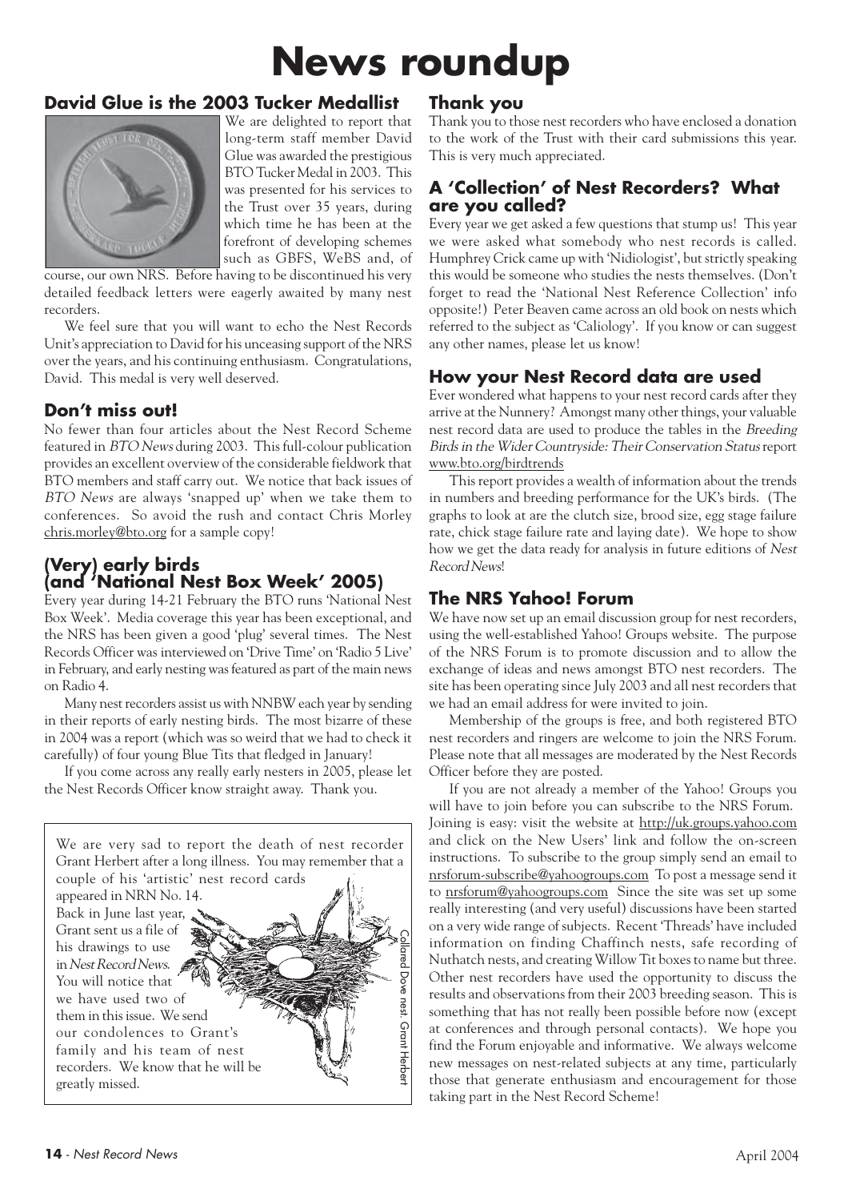# News roundup

## David Glue is the 2003 Tucker Medallist

We are delighted to report that long-term staff member David Glue was awarded the prestigious BTO Tucker Medal in 2003. This was presented for his services to the Trust over 35 years, during which time he has been at the forefront of developing schemes such as GBFS, WeBS and, of course, our own NRS. Before having to be discontinued his very detailed feedback letters were eagerly awaited by many nest recorders.

We feel sure that you will want to echo the Nest Records Unit's appreciation to David for his unceasing support of the NRS over the years, and his continuing enthusiasm. Congratulations, David. This medal is very well deserved.

## Don't miss out!

No fewer than four articles about the Nest Record Scheme featured in *BTO News* during 2003. This full-colour publication provides an excellent overview of the considerable fieldwork that BTO members and staff carry out. We notice that back issues of *BTO News* are always 'snapped up' when we take them to conferences. So avoid the rush and contact Chris Morley chris.morley@bto.org for a sample copy!

## (Very) early birds (and 'National Nest Box Week' 2005)

Every year during 14-21 February the BTO runs 'National Nest Box Week'. Media coverage this year has been exceptional, and the NRS has been given a good 'plug' several times. The Nest Records Officer was interviewed on 'Drive Time' on 'Radio 5 Live' in February, and early nesting was featured as part of the main news on Radio 4.

Many nest recorders assist us with NNBW each year by sending in their reports of early nesting birds. The most bizarre of these in 2004 was a report (which was so weird that we had to check it carefully) of four young Blue Tits that fledged in January!

If you come across any really early nesters in 2005, please let the Nest Records Officer know straight away. Thank you.

---

We are very sad to report the death of nest recorder Grant Herbert after a long illness. You may remember that a couple of his 'artistic' nest record cards appeared in NRN No. 14. Back in June last year, Grant sent us a file of his drawings to use in *Nest Record News*. You will notice that we have used two of them in this issue. We send our condolences to Grant's family and his team of nest recorders. We know that he will be greatly missed.

Collared Dove nest. Grant Herbert

---

## Thank you

Thank you to those nest recorders who have enclosed a donation to the work of the Trust with their card submissions this year. This is very much appreciated.

## A 'Collection' of Nest Recorders? What are you called?

Every year we get asked a few questions that stump us! This year we were asked what somebody who nest records is called. Humphrey Crick came up with 'Nidiologist', but strictly speaking this would be someone who studies the nests themselves. (Don't forget to read the 'National Nest Reference Collection' info opposite!) Peter Beaven came across an old book on nests which referred to the subject as 'Caliology'. If you know or can suggest any other names, please let us know!

## How your Nest Record data are used

Ever wondered what happens to your nest record cards after they arrive at the Nunnery? Amongst many other things, your valuable nest record data are used to produce the tables in the *Breeding Birds in the Wider Countryside: Their Conservation Status* report www.bto.org/birdtrends

This report provides a wealth of information about the trends in numbers and breeding performance for the UK's birds. (The graphs to look at are the clutch size, brood size, egg stage failure rate, chick stage failure rate and laying date). We hope to show how we get the data ready for analysis in future editions of *Nest Record News*!

## The NRS Yahoo! Forum

We have now set up an email discussion group for nest recorders, using the well-established Yahoo! Groups website. The purpose of the NRS Forum is to promote discussion and to allow the exchange of ideas and news amongst BTO nest recorders. The site has been operating since July 2003 and all nest recorders that we had an email address for were invited to join.

Membership of the groups is free, and both registered BTO nest recorders and ringers are welcome to join the NRS Forum. Please note that all messages are moderated by the Nest Records Officer before they are posted.

If you are not already a member of the Yahoo! Groups you will have to join before you can subscribe to the NRS Forum. Joining is easy: visit the website at http://uk.groups.yahoo.com and click on the New Users' link and follow the on-screen instructions. To subscribe to the group simply send an email to nrsforum-subscribe@yahoogroups.com To post a message send it to nrsforum@yahoogroups.com Since the site was set up some really interesting (and very useful) discussions have been started on a very wide range of subjects. Recent 'Threads' have included information on finding Chaffinch nests, safe recording of Nuthatch nests, and creating Willow Tit boxes to name but three. Other nest recorders have used the opportunity to discuss the results and observations from their 2003 breeding season. This is something that has not really been possible before now (except at conferences and through personal contacts). We hope you find the Forum enjoyable and informative. We always welcome new messages on nest-related subjects at any time, particularly those that generate enthusiasm and encouragement for those taking part in the Nest Record Scheme!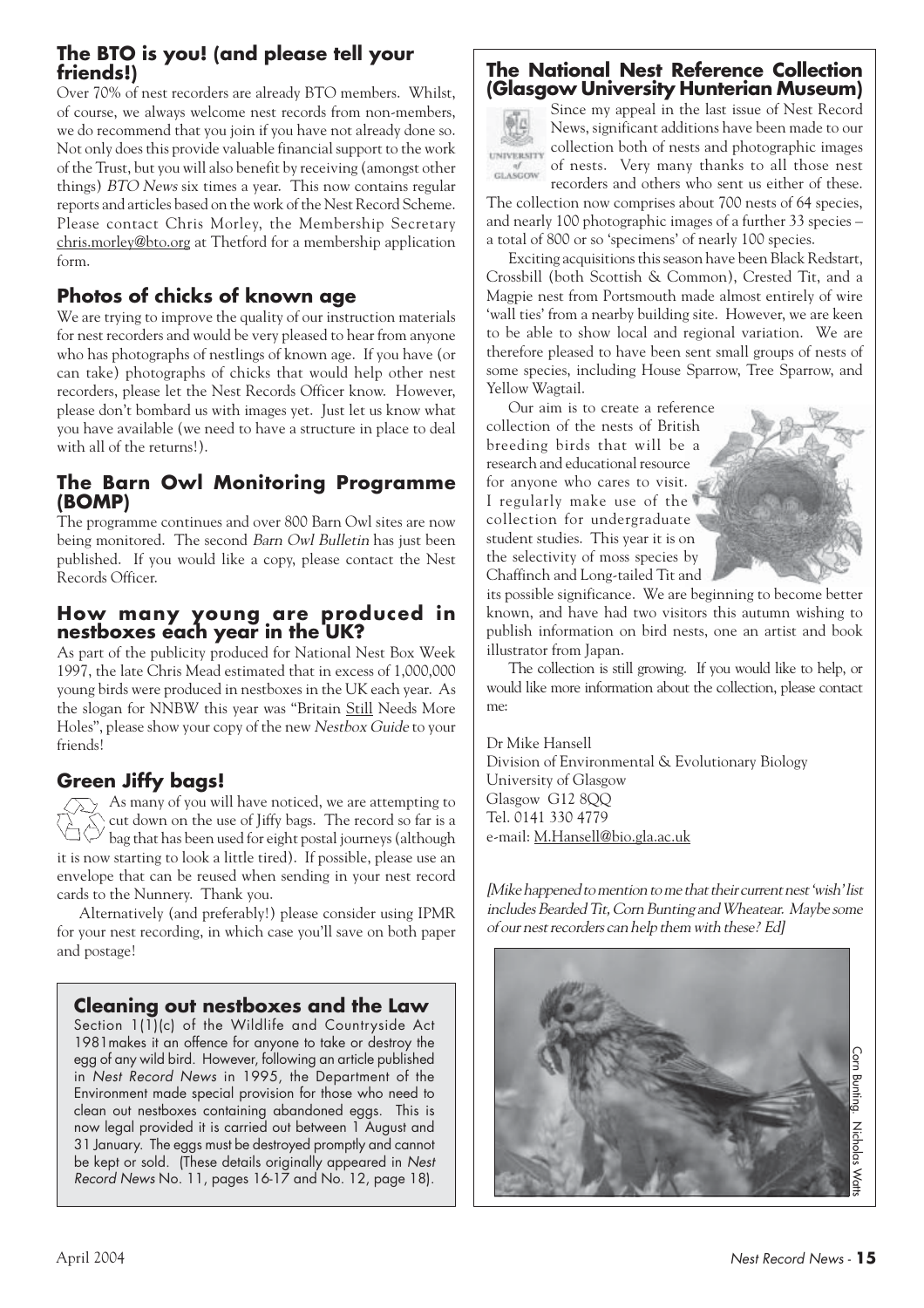## The BTO is you! (and please tell your friends!)

Over 70% of nest recorders are already BTO members. Whilst, of course, we always welcome nest records from non-members, we do recommend that you join if you have not already done so. Not only does this provide valuable financial support to the work of the Trust, but you will also benefit by receiving (amongst other things) *BTO News* six times a year. This now contains regular reports and articles based on the work of the Nest Record Scheme. Please contact Chris Morley, the Membership Secretary chris.morley@bto.org at Thetford for a membership application form.

## Photos of chicks of known age

We are trying to improve the quality of our instruction materials for nest recorders and would be very pleased to hear from anyone who has photographs of nestlings of known age. If you have (or can take) photographs of chicks that would help other nest recorders, please let the Nest Records Officer know. However, please don't bombard us with images yet. Just let us know what you have available (we need to have a structure in place to deal with all of the returns!).

## The Barn Owl Monitoring Programme (BOMP)

The programme continues and over 800 Barn Owl sites are now being monitored. The second *Barn Owl Bulletin* has just been published. If you would like a copy, please contact the Nest Records Officer.

## How many young are produced in nestboxes each year in the UK?

As part of the publicity produced for National Nest Box Week 1997, the late Chris Mead estimated that in excess of 1,000,000 young birds were produced in nestboxes in the UK each year. As the slogan for NNBW this year was "Britain Still Needs More Holes", please show your copy of the new *Nestbox Guide* to your friends!

## Green Jiffy bags!

As many of you will have noticed, we are attempting to cut down on the use of Jiffy bags. The record so far is a bag that has been used for eight postal journeys (although it is now starting to look a little tired). If possible, please use an envelope that can be reused when sending in your nest record cards to the Nunnery. Thank you.

Alternatively (and preferably!) please consider using IPMR for your nest recording, in which case you'll save on both paper and postage!

## Cleaning out nestboxes and the Law

Section 1(1)(c) of the Wildlife and Countryside Act 1981makes it an offence for anyone to take or destroy the egg of any wild bird. However, following an article published in *Nest Record News* in 1995, the Department of the Environment made special provision for those who need to clean out nestboxes containing abandoned eggs. This is now legal provided it is carried out between 1 August and 31 January. The eggs must be destroyed promptly and cannot be kept or sold. (These details originally appeared in *Nest Record News* No. 11, pages 16-17 and No. 12, page 18).

## The National Nest Reference Collection (Glasgow University Hunterian Museum)

Since my appeal in the last issue of Nest Record News, significant additions have been made to our collection both of nests and photographic images of nests. Very many thanks to all those nest recorders and others who sent us either of these. The collection now comprises about 700 nests of 64 species, and nearly 100 photographic images of a further 33 species – a total of 800 or so 'specimens' of nearly 100 species.

Exciting acquisitions this season have been Black Redstart, Crossbill (both Scottish & Common), Crested Tit, and a Magpie nest from Portsmouth made almost entirely of wire 'wall ties' from a nearby building site. However, we are keen to be able to show local and regional variation. We are therefore pleased to have been sent small groups of nests of some species, including House Sparrow, Tree Sparrow, and Yellow Wagtail.

Our aim is to create a reference collection of the nests of British breeding birds that will be a research and educational resource for anyone who cares to visit. I regularly make use of the collection for undergraduate student studies. This year it is on the selectivity of moss species by Chaffinch and Long-tailed Tit and its possible significance. We are beginning to become better known, and have had two visitors this autumn wishing to publish information on bird nests, one an artist and book illustrator from Japan.

The collection is still growing. If you would like to help, or would like more information about the collection, please contact me:

Dr Mike Hansell
Division of Environmental & Evolutionary Biology
University of Glasgow
Glasgow G12 8QQ
Tel. 0141 330 4779
e-mail: M.Hansell@bio.gla.ac.uk

*[Mike happened to mention to me that their current nest 'wish' list includes Bearded Tit, Corn Bunting and Wheatear. Maybe some of our nest recorders can help them with these? Ed]*

Corn Bunting. Nicholas Watts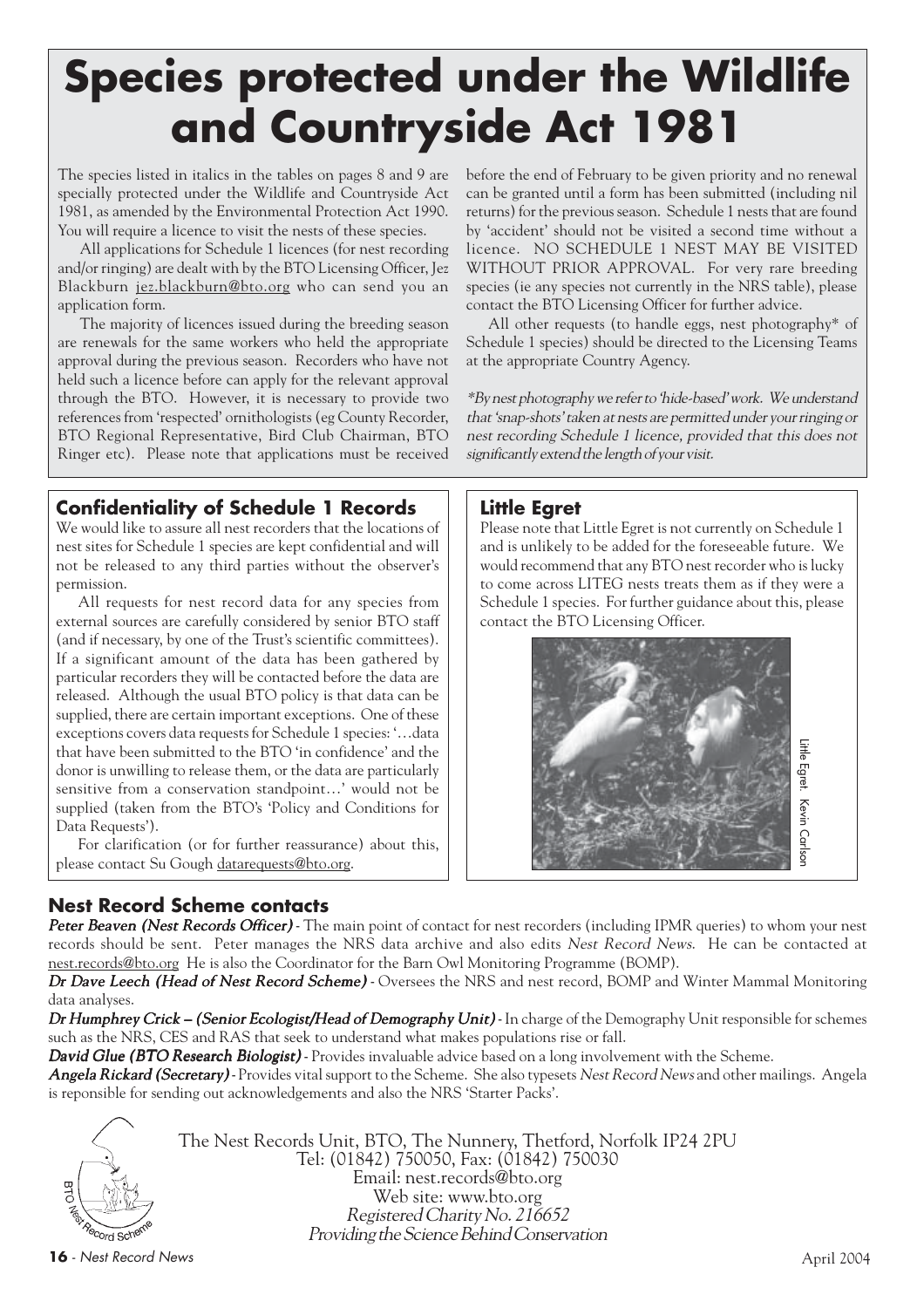# Species protected under the Wildlife and Countryside Act 1981

The species listed in italics in the tables on pages 8 and 9 are specially protected under the Wildlife and Countryside Act 1981, as amended by the Environmental Protection Act 1990. You will require a licence to visit the nests of these species.

All applications for Schedule 1 licences (for nest recording and/or ringing) are dealt with by the BTO Licensing Officer, Jez Blackburn jez.blackburn@bto.org who can send you an application form.

The majority of licences issued during the breeding season are renewals for the same workers who held the appropriate approval during the previous season. Recorders who have not held such a licence before can apply for the relevant approval through the BTO. However, it is necessary to provide two references from 'respected' ornithologists (eg County Recorder, BTO Regional Representative, Bird Club Chairman, BTO Ringer etc). Please note that applications must be received before the end of February to be given priority and no renewal can be granted until a form has been submitted (including nil returns) for the previous season. Schedule 1 nests that are found by 'accident' should not be visited a second time without a licence. NO SCHEDULE 1 NEST MAY BE VISITED WITHOUT PRIOR APPROVAL. For very rare breeding species (ie any species not currently in the NRS table), please contact the BTO Licensing Officer for further advice.

All other requests (to handle eggs, nest photography* of Schedule 1 species) should be directed to the Licensing Teams at the appropriate Country Agency.

*\*By nest photography we refer to 'hide-based' work. We understand that 'snap-shots' taken at nests are permitted under your ringing or nest recording Schedule 1 licence, provided that this does not significantly extend the length of your visit.*

## Confidentiality of Schedule 1 Records

We would like to assure all nest recorders that the locations of nest sites for Schedule 1 species are kept confidential and will not be released to any third parties without the observer's permission.

All requests for nest record data for any species from external sources are carefully considered by senior BTO staff (and if necessary, by one of the Trust's scientific committees). If a significant amount of the data has been gathered by particular recorders they will be contacted before the data are released. Although the usual BTO policy is that data can be supplied, there are certain important exceptions. One of these exceptions covers data requests for Schedule 1 species: '…data that have been submitted to the BTO 'in confidence' and the donor is unwilling to release them, or the data are particularly sensitive from a conservation standpoint…' would not be supplied (taken from the BTO's 'Policy and Conditions for Data Requests').

For clarification (or for further reassurance) about this, please contact Su Gough datarequests@bto.org.

## Little Egret

Please note that Little Egret is not currently on Schedule 1 and is unlikely to be added for the foreseeable future. We would recommend that any BTO nest recorder who is lucky to come across LITEG nests treats them as if they were a Schedule 1 species. For further guidance about this, please contact the BTO Licensing Officer.

Little Egret. Kevin Carlson

## Nest Record Scheme contacts

***Peter Beaven (Nest Records Officer)*** - The main point of contact for nest recorders (including IPMR queries) to whom your nest records should be sent. Peter manages the NRS data archive and also edits *Nest Record News*. He can be contacted at nest.records@bto.org He is also the Coordinator for the Barn Owl Monitoring Programme (BOMP).

***Dr Dave Leech (Head of Nest Record Scheme)*** - Oversees the NRS and nest record, BOMP and Winter Mammal Monitoring data analyses.

***Dr Humphrey Crick – (Senior Ecologist/Head of Demography Unit)*** - In charge of the Demography Unit responsible for schemes such as the NRS, CES and RAS that seek to understand what makes populations rise or fall.

***David Glue (BTO Research Biologist)*** - Provides invaluable advice based on a long involvement with the Scheme.

***Angela Rickard (Secretary)*** - Provides vital support to the Scheme. She also typesets *Nest Record News* and other mailings. Angela is reponsible for sending out acknowledgements and also the NRS 'Starter Packs'.

BTO Nest Record Scheme

The Nest Records Unit, BTO, The Nunnery, Thetford, Norfolk IP24 2PU
Tel: (01842) 750050, Fax: (01842) 750030
Email: nest.records@bto.org
Web site: www.bto.org
*Registered Charity No. 216652*
*Providing the Science Behind Conservation*